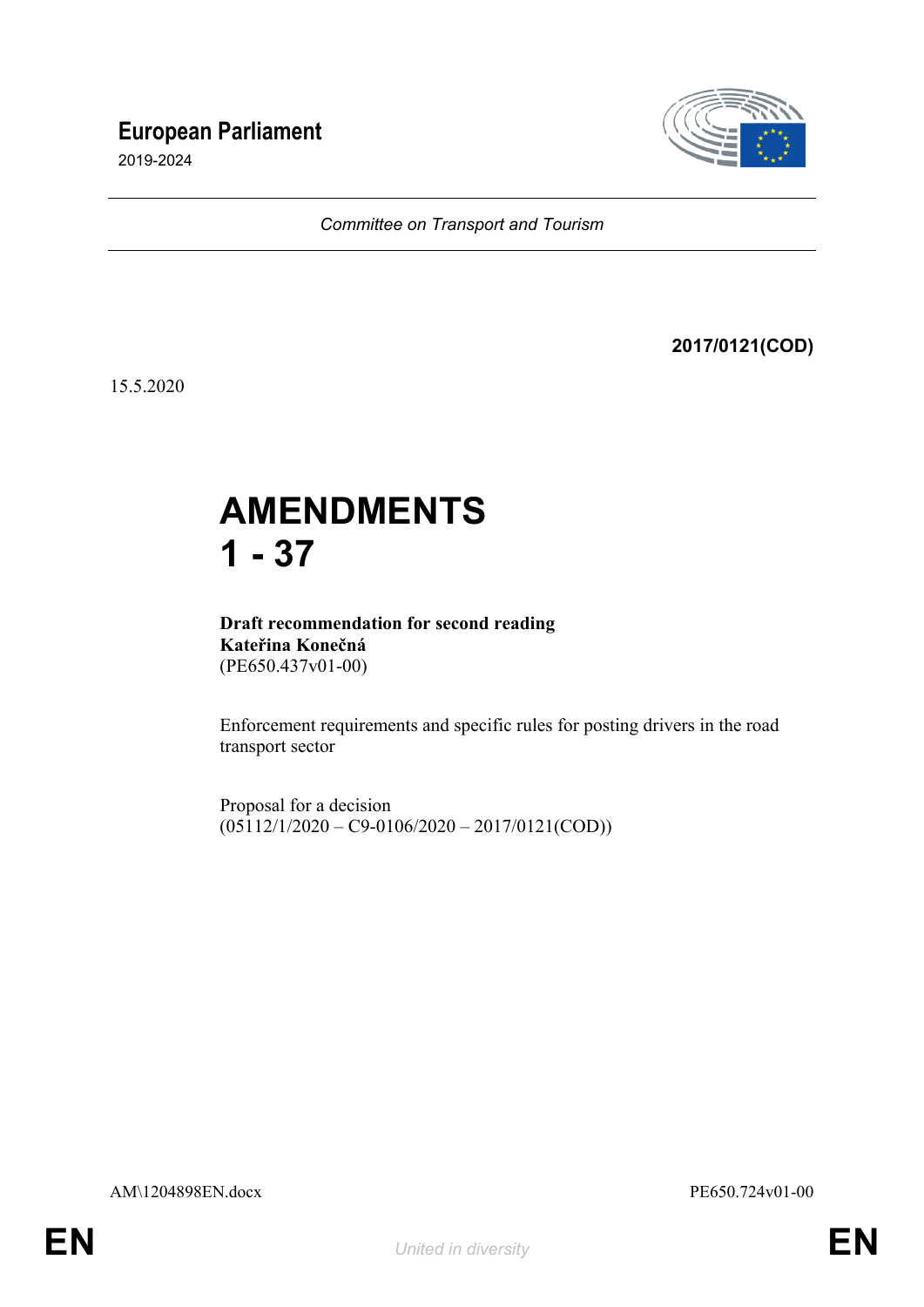# European Parliament

2019-2024

*Committee on Transport and Tourism*

**2017/0121(COD)**

15.5.2020

# AMENDMENTS 1 - 37

**Draft recommendation for second reading**
**Kateřina Konečná**
(PE650.437v01-00)

Enforcement requirements and specific rules for posting drivers in the road transport sector

Proposal for a decision
(05112/1/2020 – C9-0106/2020 – 2017/0121(COD))

AM\1204898EN.docx PE650.724v01-00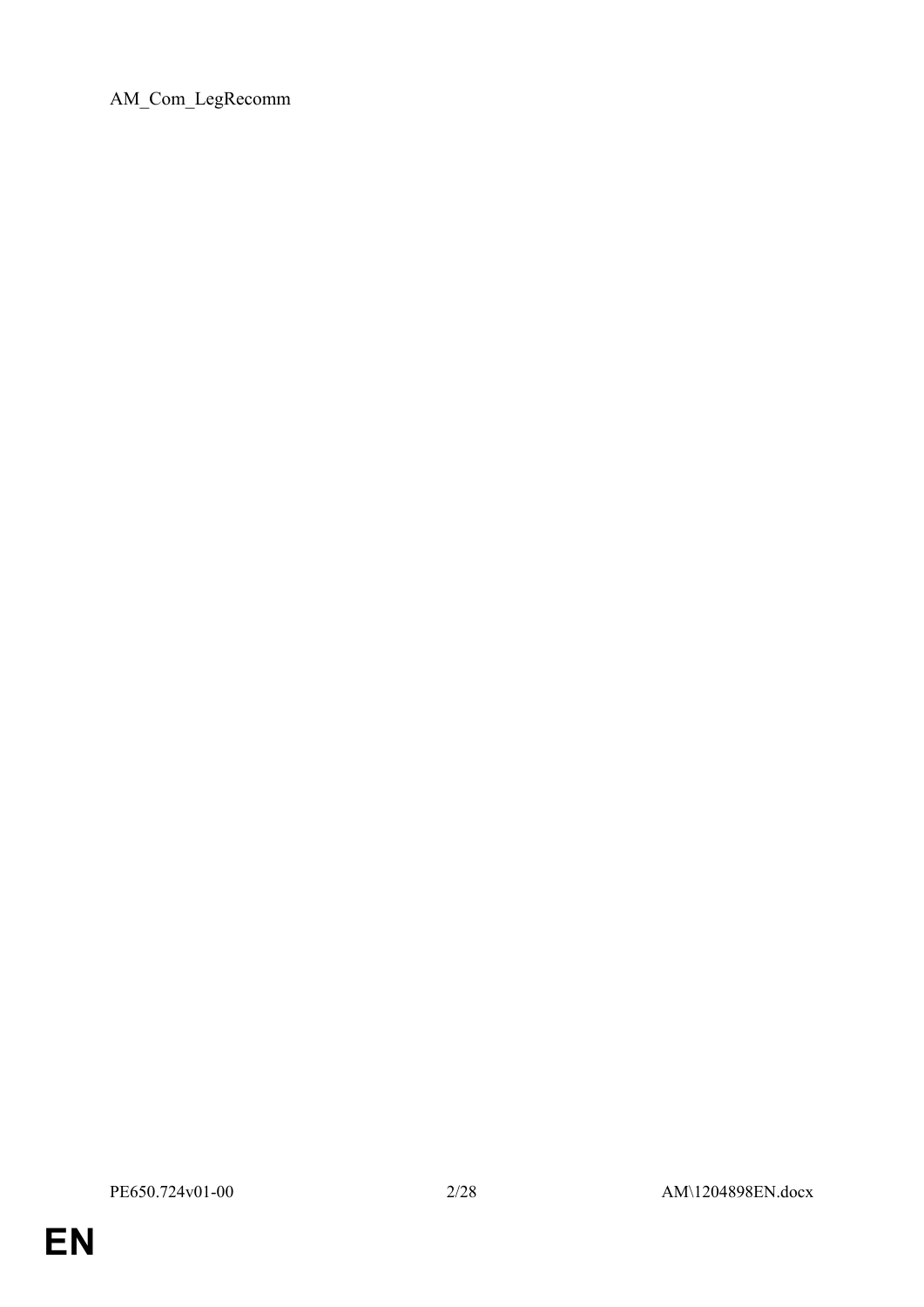AM_Com_LegRecomm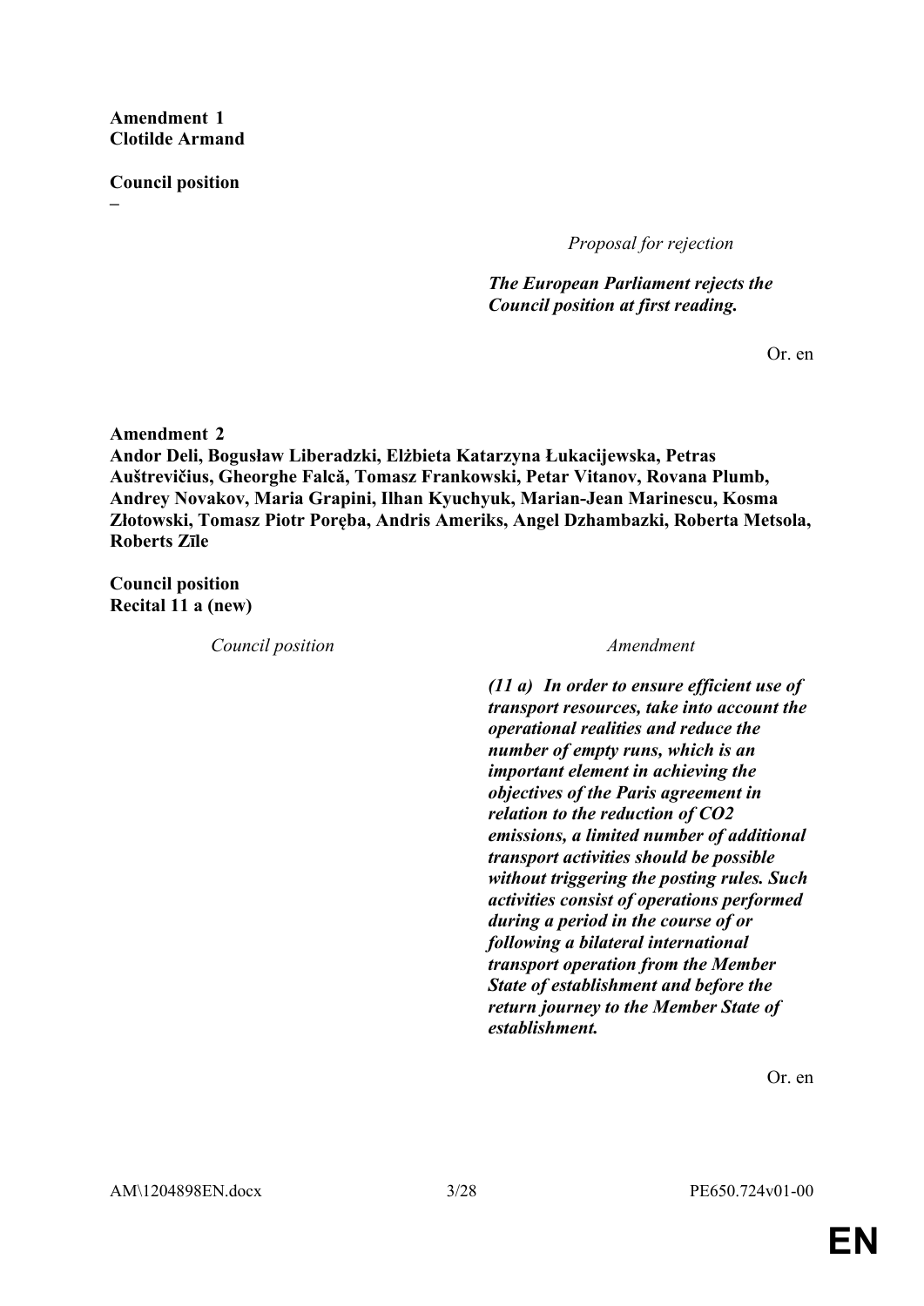**Amendment 1**
**Clotilde Armand**

**Council position**
**–**

*Proposal for rejection*

***The European Parliament rejects the Council position at first reading.***

Or. en

**Amendment 2**
**Andor Deli, Bogusław Liberadzki, Elżbieta Katarzyna Łukacijewska, Petras Auštrevičius, Gheorghe Falcă, Tomasz Frankowski, Petar Vitanov, Rovana Plumb, Andrey Novakov, Maria Grapini, Ilhan Kyuchyuk, Marian-Jean Marinescu, Kosma Złotowski, Tomasz Piotr Poręba, Andris Ameriks, Angel Dzhambazki, Roberta Metsola, Roberts Zīle**

**Council position**
**Recital 11 a (new)**

| *Council position* | *Amendment* |
| --- | --- |
| | ***(11 a) In order to ensure efficient use of transport resources, take into account the operational realities and reduce the number of empty runs, which is an important element in achieving the objectives of the Paris agreement in relation to the reduction of $CO_2$ emissions, a limited number of additional transport activities should be possible without triggering the posting rules. Such activities consist of operations performed during a period in the course of or following a bilateral international transport operation from the Member State of establishment and before the return journey to the Member State of establishment.*** |

Or. en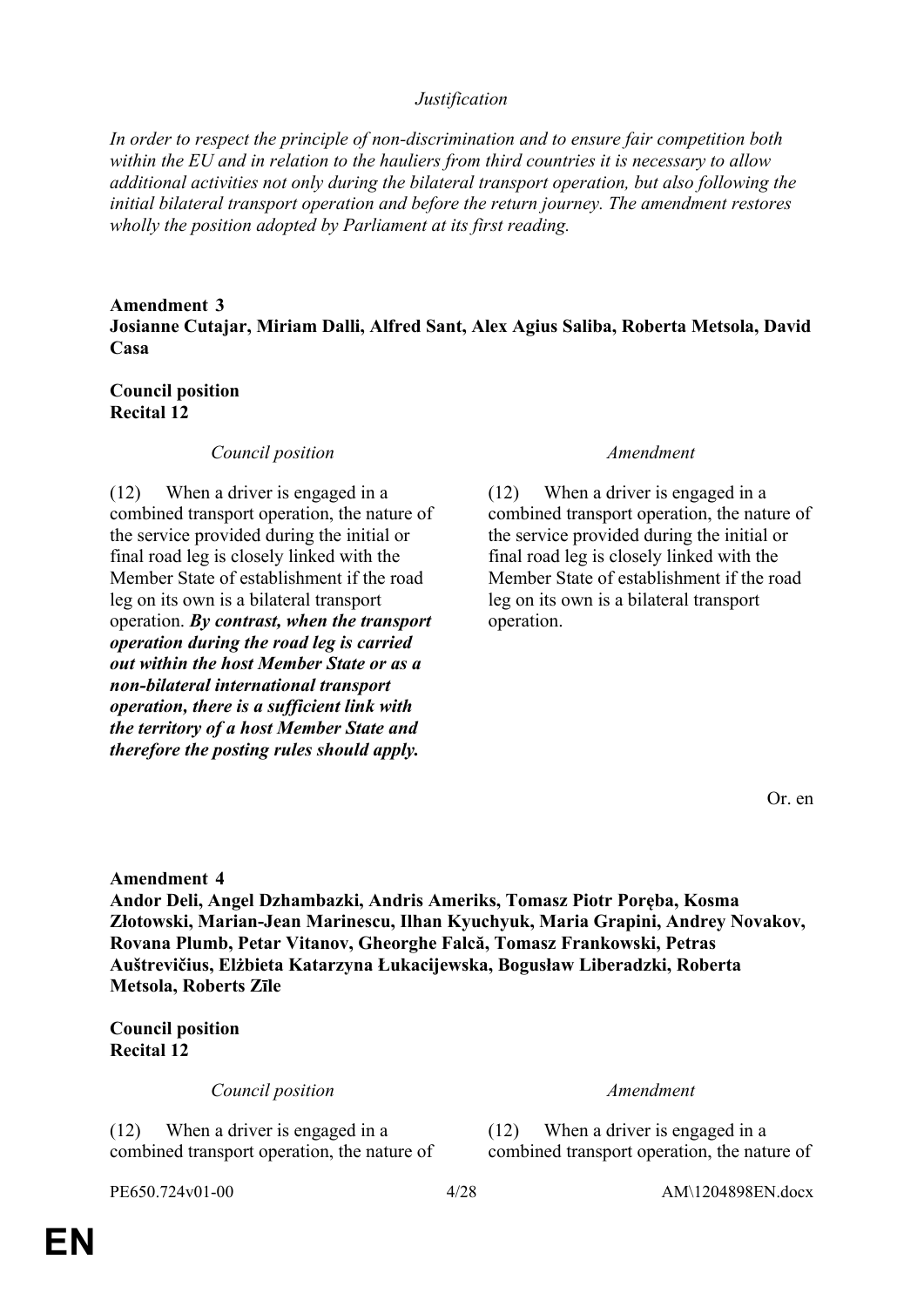*Justification*

*In order to respect the principle of non-discrimination and to ensure fair competition both within the EU and in relation to the hauliers from third countries it is necessary to allow additional activities not only during the bilateral transport operation, but also following the initial bilateral transport operation and before the return journey. The amendment restores wholly the position adopted by Parliament at its first reading.*

**Amendment 3**
**Josianne Cutajar, Miriam Dalli, Alfred Sant, Alex Agius Saliba, Roberta Metsola, David Casa**

**Council position**
**Recital 12**

| *Council position* | *Amendment* |
|---|---|
| (12) When a driver is engaged in a combined transport operation, the nature of the service provided during the initial or final road leg is closely linked with the Member State of establishment if the road leg on its own is a bilateral transport operation. ***By contrast, when the transport operation during the road leg is carried out within the host Member State or as a non-bilateral international transport operation, there is a sufficient link with the territory of a host Member State and therefore the posting rules should apply.*** | (12) When a driver is engaged in a combined transport operation, the nature of the service provided during the initial or final road leg is closely linked with the Member State of establishment if the road leg on its own is a bilateral transport operation. |

Or. en

**Amendment 4**
**Andor Deli, Angel Dzhambazki, Andris Ameriks, Tomasz Piotr Poręba, Kosma Złotowski, Marian-Jean Marinescu, Ilhan Kyuchyuk, Maria Grapini, Andrey Novakov, Rovana Plumb, Petar Vitanov, Gheorghe Falcă, Tomasz Frankowski, Petras Auštrevičius, Elżbieta Katarzyna Łukacijewska, Bogusław Liberadzki, Roberta Metsola, Roberts Zīle**

**Council position**
**Recital 12**

| *Council position* | *Amendment* |
|---|---|
| (12) When a driver is engaged in a combined transport operation, the nature of | (12) When a driver is engaged in a combined transport operation, the nature of |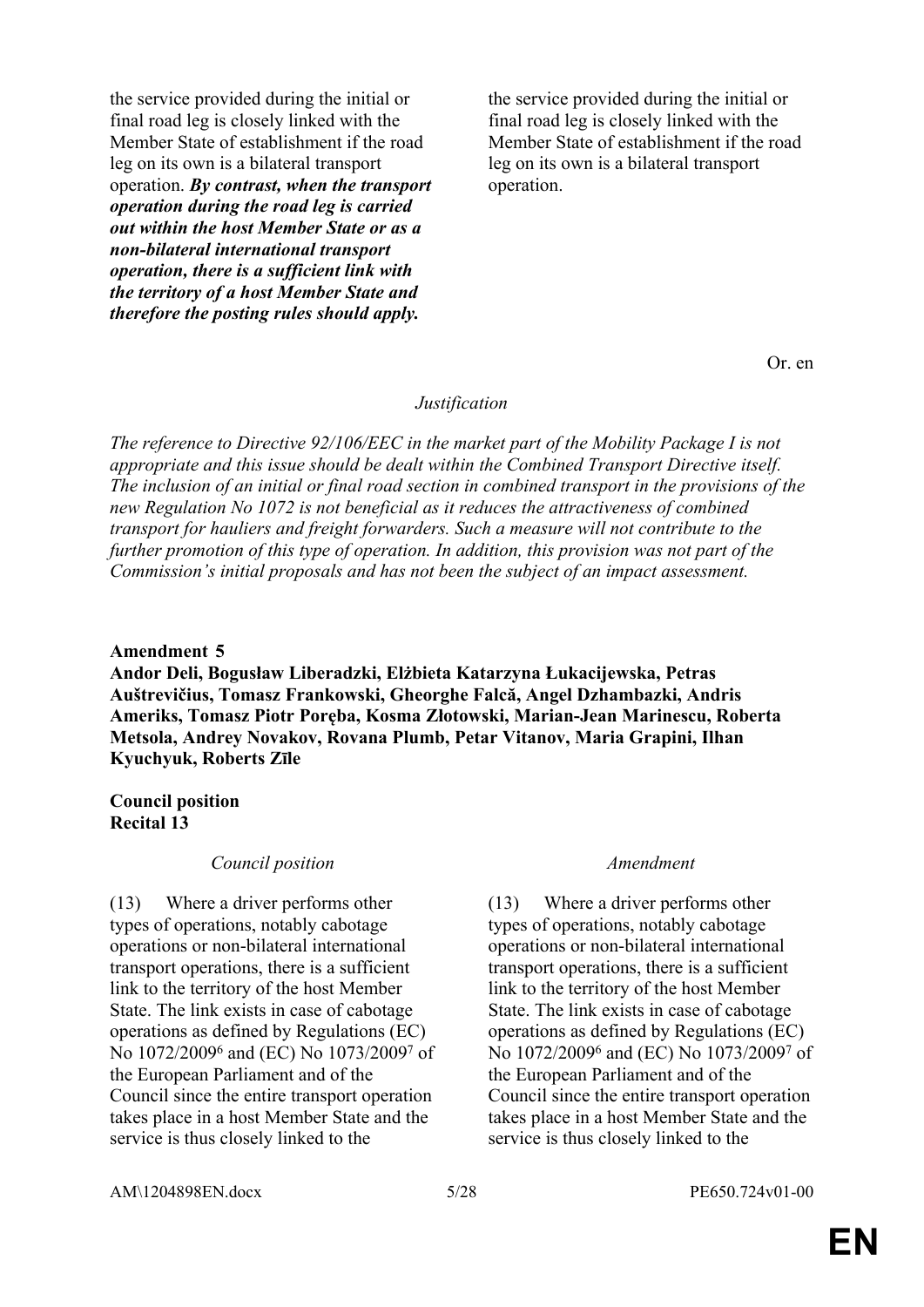| | |
|---|---|
| the service provided during the initial or final road leg is closely linked with the Member State of establishment if the road leg on its own is a bilateral transport operation. ***By contrast, when the transport operation during the road leg is carried out within the host Member State or as a non-bilateral international transport operation, there is a sufficient link with the territory of a host Member State and therefore the posting rules should apply.*** | the service provided during the initial or final road leg is closely linked with the Member State of establishment if the road leg on its own is a bilateral transport operation. |

Or. en

*Justification*

*The reference to Directive 92/106/EEC in the market part of the Mobility Package I is not appropriate and this issue should be dealt within the Combined Transport Directive itself. The inclusion of an initial or final road section in combined transport in the provisions of the new Regulation No 1072 is not beneficial as it reduces the attractiveness of combined transport for hauliers and freight forwarders. Such a measure will not contribute to the further promotion of this type of operation. In addition, this provision was not part of the Commission's initial proposals and has not been the subject of an impact assessment.*

**Amendment 5**
**Andor Deli, Bogusław Liberadzki, Elżbieta Katarzyna Łukacijewska, Petras Auštrevičius, Tomasz Frankowski, Gheorghe Falcă, Angel Dzhambazki, Andris Ameriks, Tomasz Piotr Poręba, Kosma Złotowski, Marian-Jean Marinescu, Roberta Metsola, Andrey Novakov, Rovana Plumb, Petar Vitanov, Maria Grapini, Ilhan Kyuchyuk, Roberts Zīle**

**Council position**
**Recital 13**

| *Council position* | *Amendment* |
|---|---|
| (13) Where a driver performs other types of operations, notably cabotage operations or non-bilateral international transport operations, there is a sufficient link to the territory of the host Member State. The link exists in case of cabotage operations as defined by Regulations (EC) No 1072/2009[6] and (EC) No 1073/2009[7] of the European Parliament and of the Council since the entire transport operation takes place in a host Member State and the service is thus closely linked to the | (13) Where a driver performs other types of operations, notably cabotage operations or non-bilateral international transport operations, there is a sufficient link to the territory of the host Member State. The link exists in case of cabotage operations as defined by Regulations (EC) No 1072/2009[6] and (EC) No 1073/2009[7] of the European Parliament and of the Council since the entire transport operation takes place in a host Member State and the service is thus closely linked to the |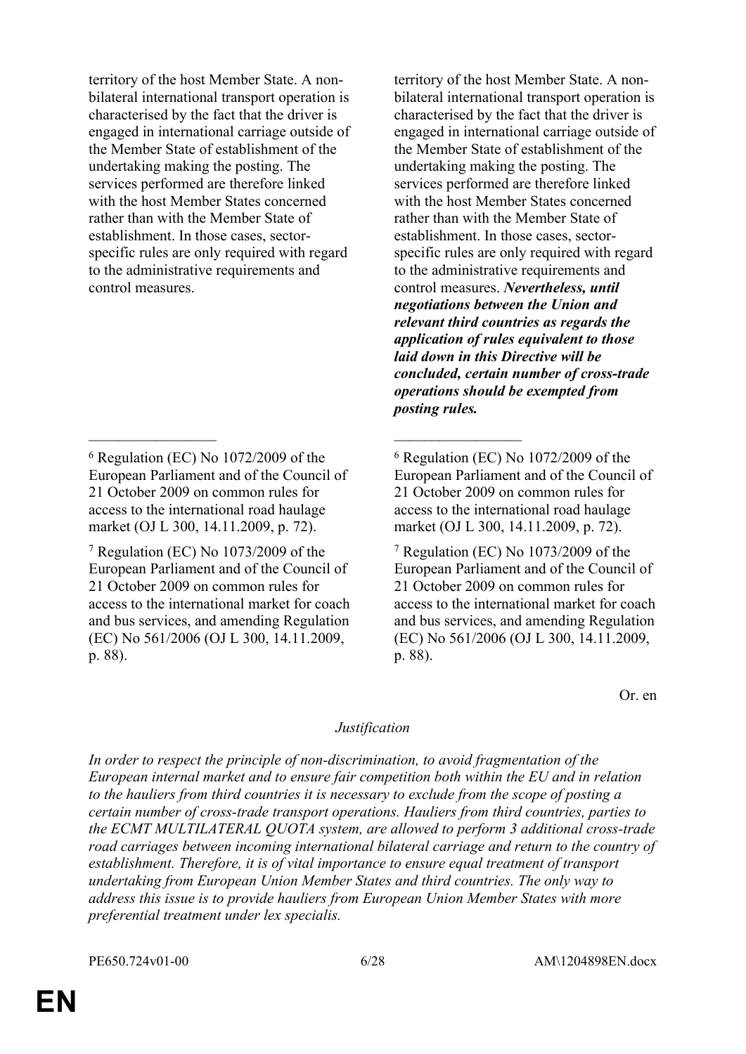| | |
|---|---|
| territory of the host Member State. A non-bilateral international transport operation is characterised by the fact that the driver is engaged in international carriage outside of the Member State of establishment of the undertaking making the posting. The services performed are therefore linked with the host Member States concerned rather than with the Member State of establishment. In those cases, sector-specific rules are only required with regard to the administrative requirements and control measures. | territory of the host Member State. A non-bilateral international transport operation is characterised by the fact that the driver is engaged in international carriage outside of the Member State of establishment of the undertaking making the posting. The services performed are therefore linked with the host Member States concerned rather than with the Member State of establishment. In those cases, sector-specific rules are only required with regard to the administrative requirements and control measures. ***Nevertheless, until negotiations between the Union and relevant third countries as regards the application of rules equivalent to those laid down in this Directive will be concluded, certain number of cross-trade operations should be exempted from posting rules.*** |
| _________________ | _________________ |
| [6] Regulation (EC) No 1072/2009 of the European Parliament and of the Council of 21 October 2009 on common rules for access to the international road haulage market (OJ L 300, 14.11.2009, p. 72). | [6] Regulation (EC) No 1072/2009 of the European Parliament and of the Council of 21 October 2009 on common rules for access to the international road haulage market (OJ L 300, 14.11.2009, p. 72). |
| [7] Regulation (EC) No 1073/2009 of the European Parliament and of the Council of 21 October 2009 on common rules for access to the international market for coach and bus services, and amending Regulation (EC) No 561/2006 (OJ L 300, 14.11.2009, p. 88). | [7] Regulation (EC) No 1073/2009 of the European Parliament and of the Council of 21 October 2009 on common rules for access to the international market for coach and bus services, and amending Regulation (EC) No 561/2006 (OJ L 300, 14.11.2009, p. 88). |

Or. en

*Justification*

*In order to respect the principle of non-discrimination, to avoid fragmentation of the European internal market and to ensure fair competition both within the EU and in relation to the hauliers from third countries it is necessary to exclude from the scope of posting a certain number of cross-trade transport operations. Hauliers from third countries, parties to the ECMT MULTILATERAL QUOTA system, are allowed to perform 3 additional cross-trade road carriages between incoming international bilateral carriage and return to the country of establishment. Therefore, it is of vital importance to ensure equal treatment of transport undertaking from European Union Member States and third countries. The only way to address this issue is to provide hauliers from European Union Member States with more preferential treatment under lex specialis.*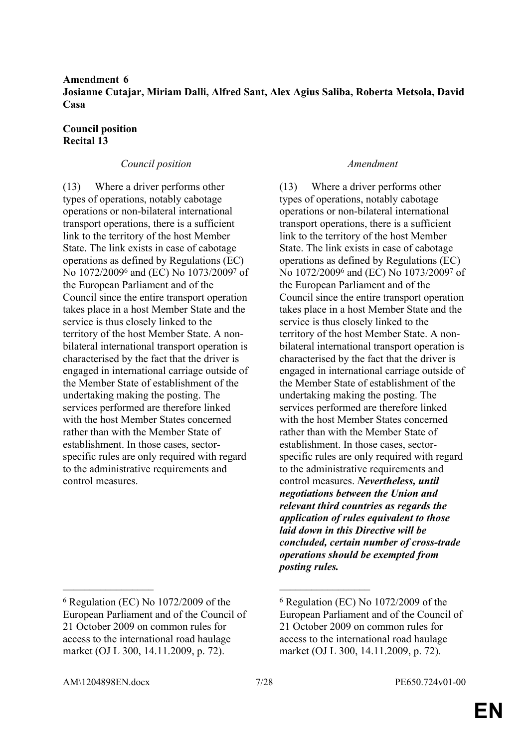**Amendment 6**
**Josianne Cutajar, Miriam Dalli, Alfred Sant, Alex Agius Saliba, Roberta Metsola, David Casa**

**Council position**
**Recital 13**

| *Council position* | *Amendment* |
|---|---|
| (13) Where a driver performs other types of operations, notably cabotage operations or non-bilateral international transport operations, there is a sufficient link to the territory of the host Member State. The link exists in case of cabotage operations as defined by Regulations (EC) No 1072/2009[6] and (EC) No 1073/2009[7] of the European Parliament and of the Council since the entire transport operation takes place in a host Member State and the service is thus closely linked to the territory of the host Member State. A non-bilateral international transport operation is characterised by the fact that the driver is engaged in international carriage outside of the Member State of establishment of the undertaking making the posting. The services performed are therefore linked with the host Member States concerned rather than with the Member State of establishment. In those cases, sector-specific rules are only required with regard to the administrative requirements and control measures. | (13) Where a driver performs other types of operations, notably cabotage operations or non-bilateral international transport operations, there is a sufficient link to the territory of the host Member State. The link exists in case of cabotage operations as defined by Regulations (EC) No 1072/2009[6] and (EC) No 1073/2009[7] of the European Parliament and of the Council since the entire transport operation takes place in a host Member State and the service is thus closely linked to the territory of the host Member State. A non-bilateral international transport operation is characterised by the fact that the driver is engaged in international carriage outside of the Member State of establishment of the undertaking making the posting. The services performed are therefore linked with the host Member States concerned rather than with the Member State of establishment. In those cases, sector-specific rules are only required with regard to the administrative requirements and control measures. ***Nevertheless, until negotiations between the Union and relevant third countries as regards the application of rules equivalent to those laid down in this Directive will be concluded, certain number of cross-trade operations should be exempted from posting rules.*** |

| | |
|---|---|
| [6] Regulation (EC) No 1072/2009 of the European Parliament and of the Council of 21 October 2009 on common rules for access to the international road haulage market (OJ L 300, 14.11.2009, p. 72). | [6] Regulation (EC) No 1072/2009 of the European Parliament and of the Council of 21 October 2009 on common rules for access to the international road haulage market (OJ L 300, 14.11.2009, p. 72). |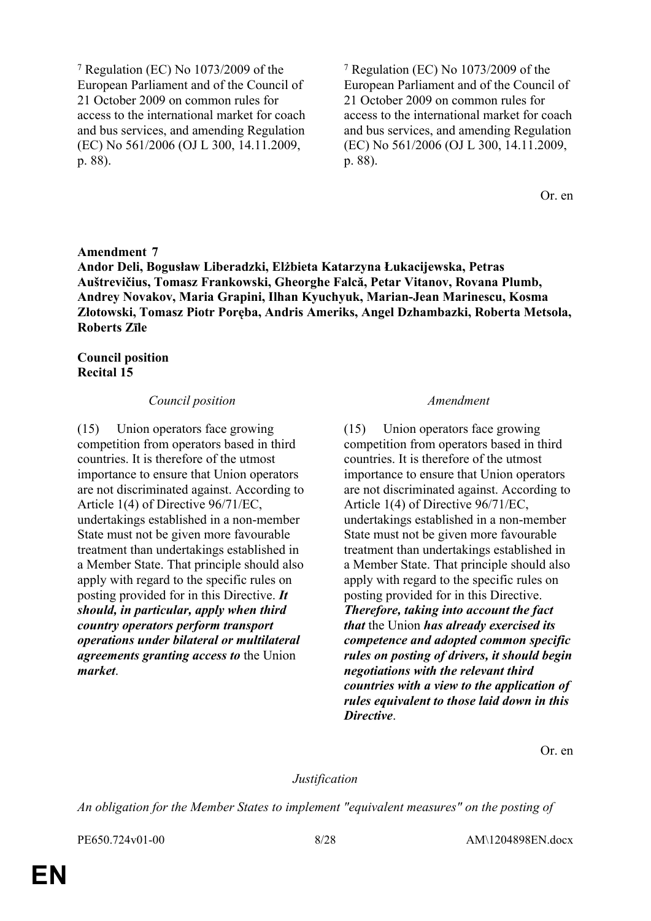[7] Regulation (EC) No 1073/2009 of the European Parliament and of the Council of 21 October 2009 on common rules for access to the international market for coach and bus services, and amending Regulation (EC) No 561/2006 (OJ L 300, 14.11.2009, p. 88).

[7] Regulation (EC) No 1073/2009 of the European Parliament and of the Council of 21 October 2009 on common rules for access to the international market for coach and bus services, and amending Regulation (EC) No 561/2006 (OJ L 300, 14.11.2009, p. 88).

Or. en

**Amendment 7**
**Andor Deli, Bogusław Liberadzki, Elżbieta Katarzyna Łukacijewska, Petras Auštrevičius, Tomasz Frankowski, Gheorghe Falcă, Petar Vitanov, Rovana Plumb, Andrey Novakov, Maria Grapini, Ilhan Kyuchyuk, Marian-Jean Marinescu, Kosma Złotowski, Tomasz Piotr Poręba, Andris Ameriks, Angel Dzhambazki, Roberta Metsola, Roberts Zīle**

**Council position**
**Recital 15**

| *Council position* | *Amendment* |
| --- | --- |
| (15) Union operators face growing competition from operators based in third countries. It is therefore of the utmost importance to ensure that Union operators are not discriminated against. According to Article 1(4) of Directive 96/71/EC, undertakings established in a non-member State must not be given more favourable treatment than undertakings established in a Member State. That principle should also apply with regard to the specific rules on posting provided for in this Directive. ***It should, in particular, apply when third country operators perform transport operations under bilateral or multilateral agreements granting access to*** the Union ***market***. | (15) Union operators face growing competition from operators based in third countries. It is therefore of the utmost importance to ensure that Union operators are not discriminated against. According to Article 1(4) of Directive 96/71/EC, undertakings established in a non-member State must not be given more favourable treatment than undertakings established in a Member State. That principle should also apply with regard to the specific rules on posting provided for in this Directive. ***Therefore, taking into account the fact that*** the Union ***has already exercised its competence and adopted common specific rules on posting of drivers, it should begin negotiations with the relevant third countries with a view to the application of rules equivalent to those laid down in this Directive***. |

Or. en

*Justification*

*An obligation for the Member States to implement "equivalent measures" on the posting of*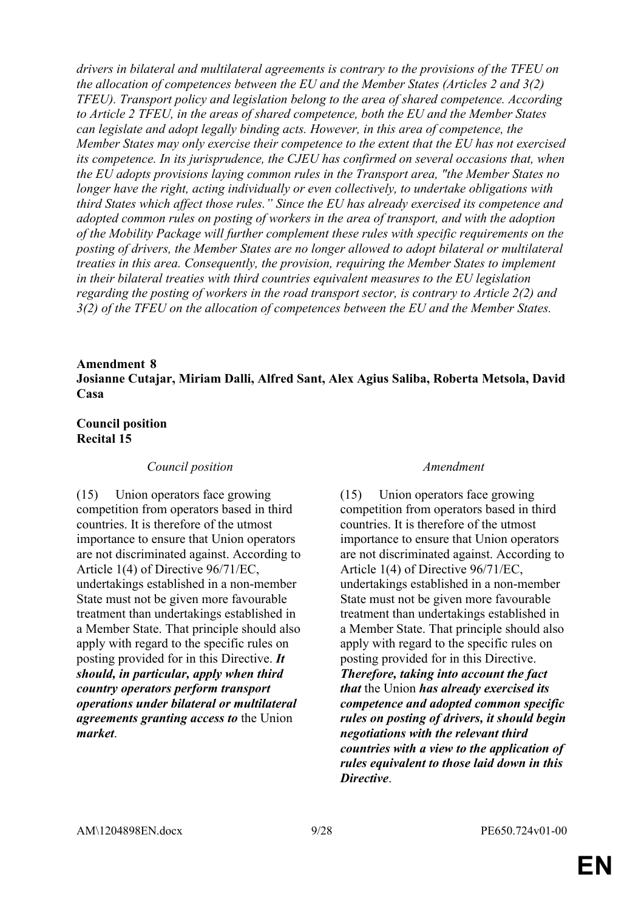*drivers in bilateral and multilateral agreements is contrary to the provisions of the TFEU on the allocation of competences between the EU and the Member States (Articles 2 and 3(2) TFEU). Transport policy and legislation belong to the area of shared competence. According to Article 2 TFEU, in the areas of shared competence, both the EU and the Member States can legislate and adopt legally binding acts. However, in this area of competence, the Member States may only exercise their competence to the extent that the EU has not exercised its competence. In its jurisprudence, the CJEU has confirmed on several occasions that, when the EU adopts provisions laying common rules in the Transport area, "the Member States no longer have the right, acting individually or even collectively, to undertake obligations with third States which affect those rules." Since the EU has already exercised its competence and adopted common rules on posting of workers in the area of transport, and with the adoption of the Mobility Package will further complement these rules with specific requirements on the posting of drivers, the Member States are no longer allowed to adopt bilateral or multilateral treaties in this area. Consequently, the provision, requiring the Member States to implement in their bilateral treaties with third countries equivalent measures to the EU legislation regarding the posting of workers in the road transport sector, is contrary to Article 2(2) and 3(2) of the TFEU on the allocation of competences between the EU and the Member States.*

**Amendment 8**
**Josianne Cutajar, Miriam Dalli, Alfred Sant, Alex Agius Saliba, Roberta Metsola, David Casa**

**Council position**
**Recital 15**

| *Council position* | *Amendment* |
|---|---|
| (15) Union operators face growing competition from operators based in third countries. It is therefore of the utmost importance to ensure that Union operators are not discriminated against. According to Article 1(4) of Directive 96/71/EC, undertakings established in a non-member State must not be given more favourable treatment than undertakings established in a Member State. That principle should also apply with regard to the specific rules on posting provided for in this Directive. ***It should, in particular, apply when third country operators perform transport operations under bilateral or multilateral agreements granting access to*** the Union ***market***. | (15) Union operators face growing competition from operators based in third countries. It is therefore of the utmost importance to ensure that Union operators are not discriminated against. According to Article 1(4) of Directive 96/71/EC, undertakings established in a non-member State must not be given more favourable treatment than undertakings established in a Member State. That principle should also apply with regard to the specific rules on posting provided for in this Directive. ***Therefore, taking into account the fact that*** the Union ***has already exercised its competence and adopted common specific rules on posting of drivers, it should begin negotiations with the relevant third countries with a view to the application of rules equivalent to those laid down in this Directive***. |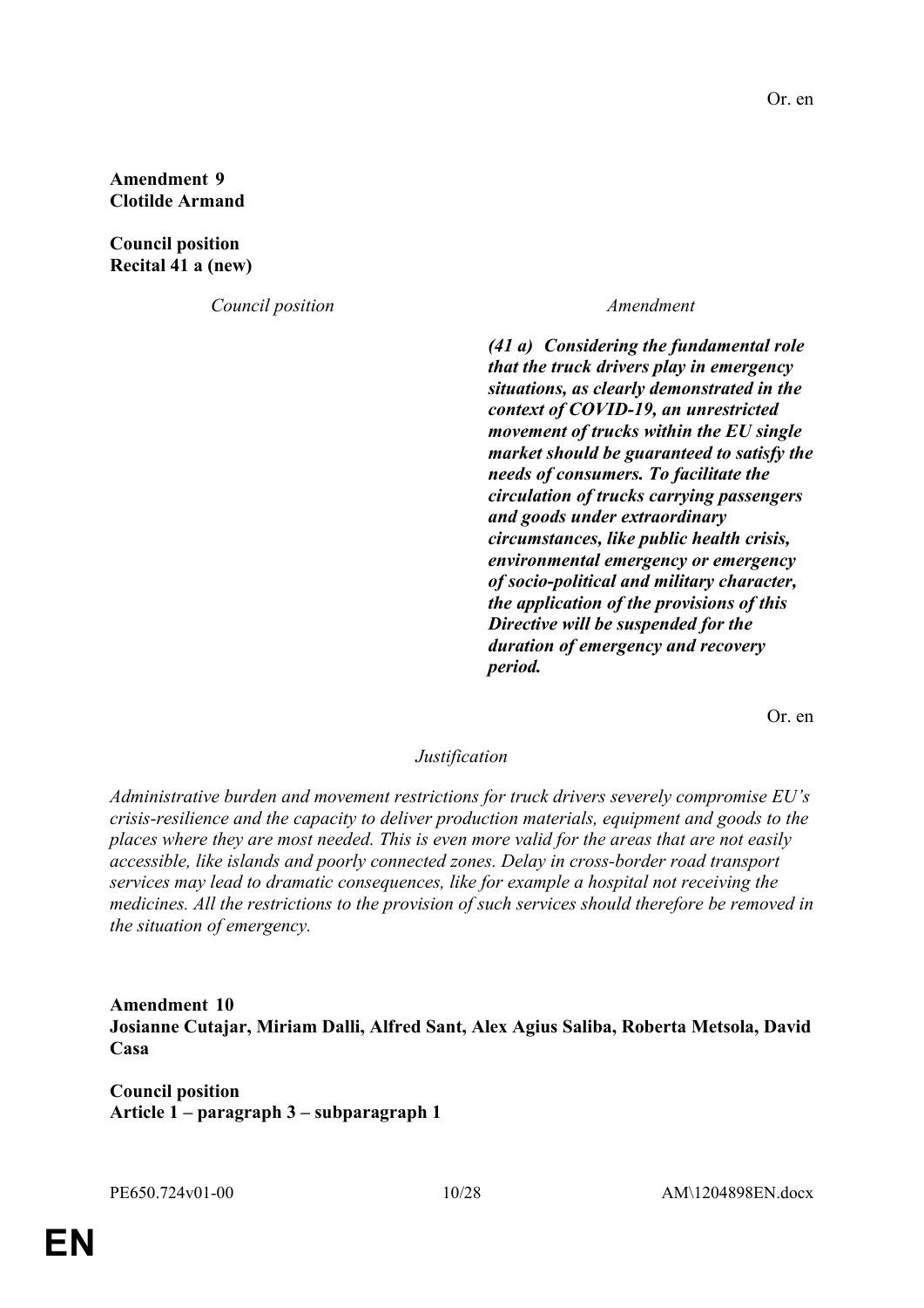Or. en

**Amendment 9**
**Clotilde Armand**

**Council position**
**Recital 41 a (new)**

| *Council position* | *Amendment* |
|---|---|
| | ***(41 a) Considering the fundamental role that the truck drivers play in emergency situations, as clearly demonstrated in the context of COVID-19, an unrestricted movement of trucks within the EU single market should be guaranteed to satisfy the needs of consumers. To facilitate the circulation of trucks carrying passengers and goods under extraordinary circumstances, like public health crisis, environmental emergency or emergency of socio-political and military character, the application of the provisions of this Directive will be suspended for the duration of emergency and recovery period.*** |

Or. en

*Justification*

*Administrative burden and movement restrictions for truck drivers severely compromise EU's crisis-resilience and the capacity to deliver production materials, equipment and goods to the places where they are most needed. This is even more valid for the areas that are not easily accessible, like islands and poorly connected zones. Delay in cross-border road transport services may lead to dramatic consequences, like for example a hospital not receiving the medicines. All the restrictions to the provision of such services should therefore be removed in the situation of emergency.*

**Amendment 10**
**Josianne Cutajar, Miriam Dalli, Alfred Sant, Alex Agius Saliba, Roberta Metsola, David Casa**

**Council position**
**Article 1 – paragraph 3 – subparagraph 1**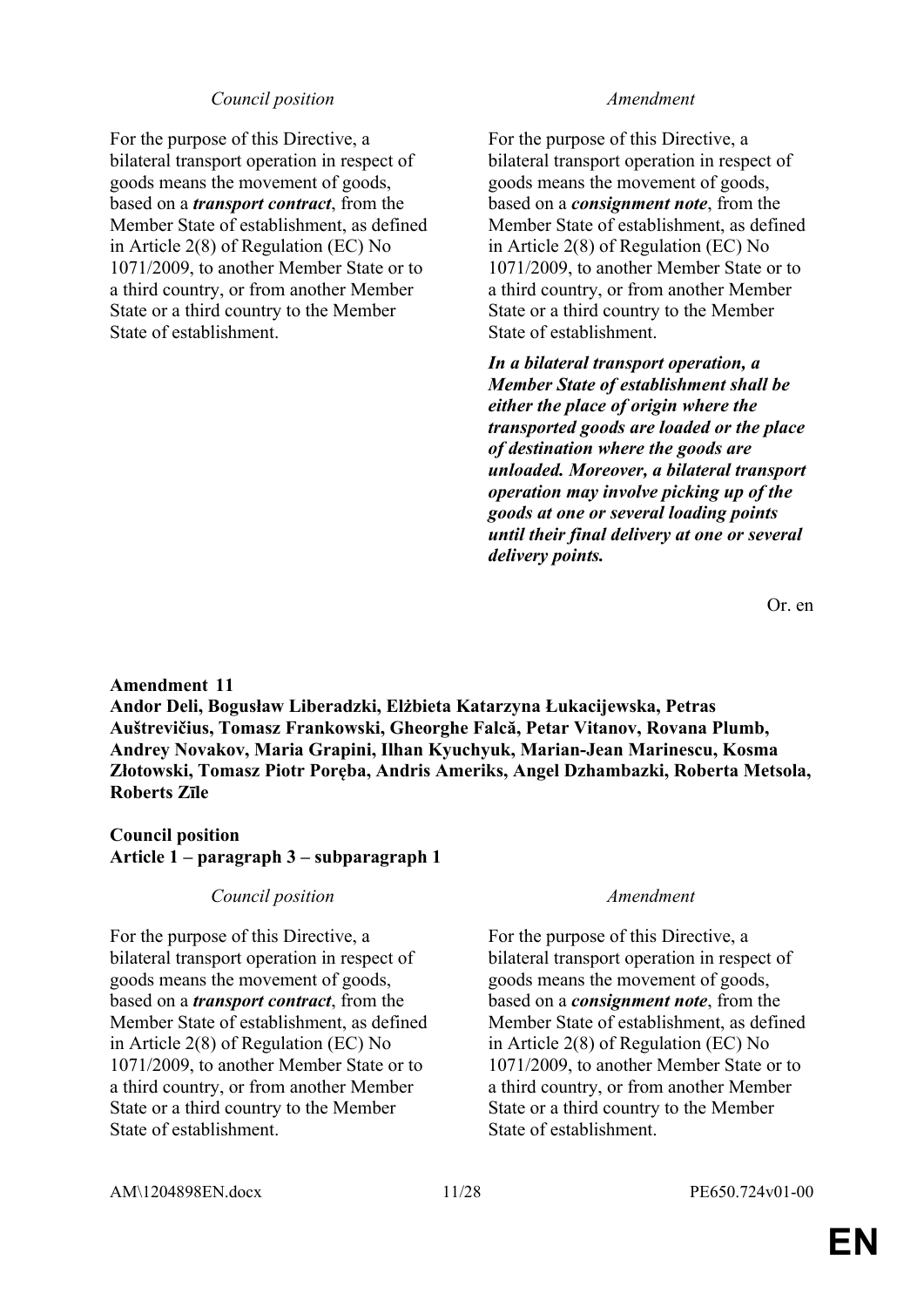| *Council position* | *Amendment* |
|---|---|
| For the purpose of this Directive, a bilateral transport operation in respect of goods means the movement of goods, based on a ***transport contract***, from the Member State of establishment, as defined in Article 2(8) of Regulation (EC) No 1071/2009, to another Member State or to a third country, or from another Member State or a third country to the Member State of establishment. | For the purpose of this Directive, a bilateral transport operation in respect of goods means the movement of goods, based on a ***consignment note***, from the Member State of establishment, as defined in Article 2(8) of Regulation (EC) No 1071/2009, to another Member State or to a third country, or from another Member State or a third country to the Member State of establishment. |
| | ***In a bilateral transport operation, a Member State of establishment shall be either the place of origin where the transported goods are loaded or the place of destination where the goods are unloaded. Moreover, a bilateral transport operation may involve picking up of the goods at one or several loading points until their final delivery at one or several delivery points.*** |

Or. en

**Amendment 11**
**Andor Deli, Bogusław Liberadzki, Elżbieta Katarzyna Łukacijewska, Petras Auštrevičius, Tomasz Frankowski, Gheorghe Falcă, Petar Vitanov, Rovana Plumb, Andrey Novakov, Maria Grapini, Ilhan Kyuchyuk, Marian-Jean Marinescu, Kosma Złotowski, Tomasz Piotr Poręba, Andris Ameriks, Angel Dzhambazki, Roberta Metsola, Roberts Zīle**

**Council position**
**Article 1 – paragraph 3 – subparagraph 1**

| *Council position* | *Amendment* |
|---|---|
| For the purpose of this Directive, a bilateral transport operation in respect of goods means the movement of goods, based on a ***transport contract***, from the Member State of establishment, as defined in Article 2(8) of Regulation (EC) No 1071/2009, to another Member State or to a third country, or from another Member State or a third country to the Member State of establishment. | For the purpose of this Directive, a bilateral transport operation in respect of goods means the movement of goods, based on a ***consignment note***, from the Member State of establishment, as defined in Article 2(8) of Regulation (EC) No 1071/2009, to another Member State or to a third country, or from another Member State or a third country to the Member State of establishment. |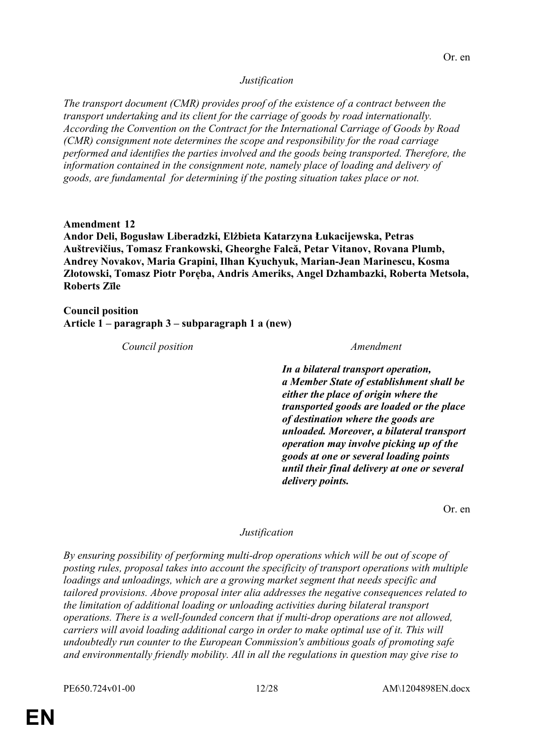Or. en

*Justification*

*The transport document (CMR) provides proof of the existence of a contract between the transport undertaking and its client for the carriage of goods by road internationally. According the Convention on the Contract for the International Carriage of Goods by Road (CMR) consignment note determines the scope and responsibility for the road carriage performed and identifies the parties involved and the goods being transported. Therefore, the information contained in the consignment note, namely place of loading and delivery of goods, are fundamental for determining if the posting situation takes place or not.*

**Amendment 12**
**Andor Deli, Bogusław Liberadzki, Elżbieta Katarzyna Łukacijewska, Petras Auštrevičius, Tomasz Frankowski, Gheorghe Falcă, Petar Vitanov, Rovana Plumb, Andrey Novakov, Maria Grapini, Ilhan Kyuchyuk, Marian-Jean Marinescu, Kosma Złotowski, Tomasz Piotr Poręba, Andris Ameriks, Angel Dzhambazki, Roberta Metsola, Roberts Zīle**

**Council position**
**Article 1 – paragraph 3 – subparagraph 1 a (new)**

| *Council position* | *Amendment* |
| --- | --- |
| | ***In a bilateral transport operation, a Member State of establishment shall be either the place of origin where the transported goods are loaded or the place of destination where the goods are unloaded. Moreover, a bilateral transport operation may involve picking up of the goods at one or several loading points until their final delivery at one or several delivery points.*** |

Or. en

*Justification*

*By ensuring possibility of performing multi-drop operations which will be out of scope of posting rules, proposal takes into account the specificity of transport operations with multiple loadings and unloadings, which are a growing market segment that needs specific and tailored provisions. Above proposal inter alia addresses the negative consequences related to the limitation of additional loading or unloading activities during bilateral transport operations. There is a well-founded concern that if multi-drop operations are not allowed, carriers will avoid loading additional cargo in order to make optimal use of it. This will undoubtedly run counter to the European Commission's ambitious goals of promoting safe and environmentally friendly mobility. All in all the regulations in question may give rise to*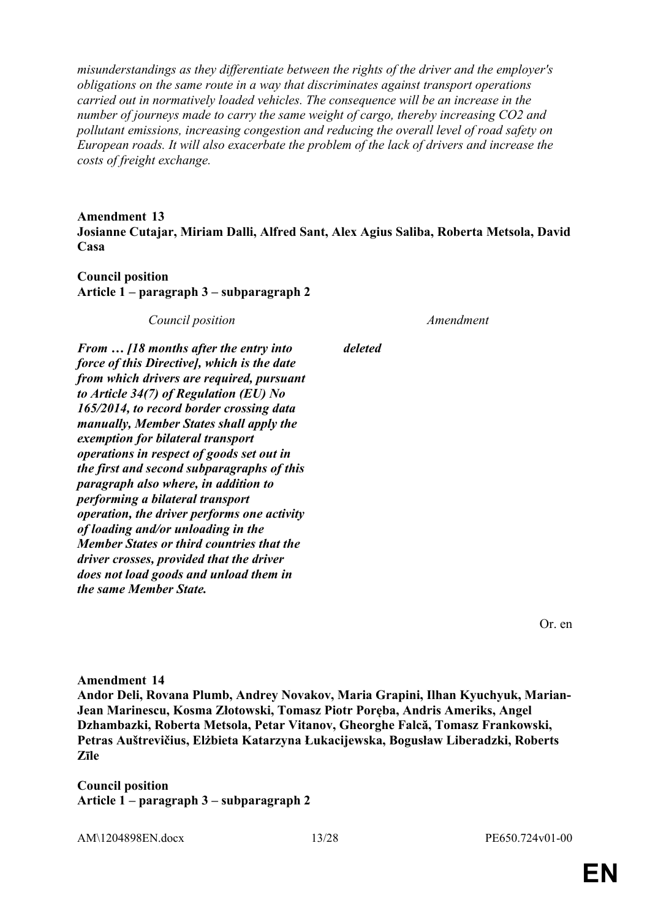*misunderstandings as they differentiate between the rights of the driver and the employer's obligations on the same route in a way that discriminates against transport operations carried out in normatively loaded vehicles. The consequence will be an increase in the number of journeys made to carry the same weight of cargo, thereby increasing $CO_2$ and pollutant emissions, increasing congestion and reducing the overall level of road safety on European roads. It will also exacerbate the problem of the lack of drivers and increase the costs of freight exchange.*

**Amendment 13**
**Josianne Cutajar, Miriam Dalli, Alfred Sant, Alex Agius Saliba, Roberta Metsola, David Casa**

**Council position**
**Article 1 – paragraph 3 – subparagraph 2**

| *Council position* | *Amendment* |
| --- | --- |
| ***From … [18 months after the entry into force of this Directive], which is the date from which drivers are required, pursuant to Article 34(7) of Regulation (EU) No 165/2014, to record border crossing data manually, Member States shall apply the exemption for bilateral transport operations in respect of goods set out in the first and second subparagraphs of this paragraph also where, in addition to performing a bilateral transport operation, the driver performs one activity of loading and/or unloading in the Member States or third countries that the driver crosses, provided that the driver does not load goods and unload them in the same Member State.*** | ***deleted*** |

Or. en

**Amendment 14**
**Andor Deli, Rovana Plumb, Andrey Novakov, Maria Grapini, Ilhan Kyuchyuk, Marian-Jean Marinescu, Kosma Złotowski, Tomasz Piotr Poręba, Andris Ameriks, Angel Dzhambazki, Roberta Metsola, Petar Vitanov, Gheorghe Falcă, Tomasz Frankowski, Petras Auštrevičius, Elżbieta Katarzyna Łukacijewska, Bogusław Liberadzki, Roberts Zīle**

**Council position**
**Article 1 – paragraph 3 – subparagraph 2**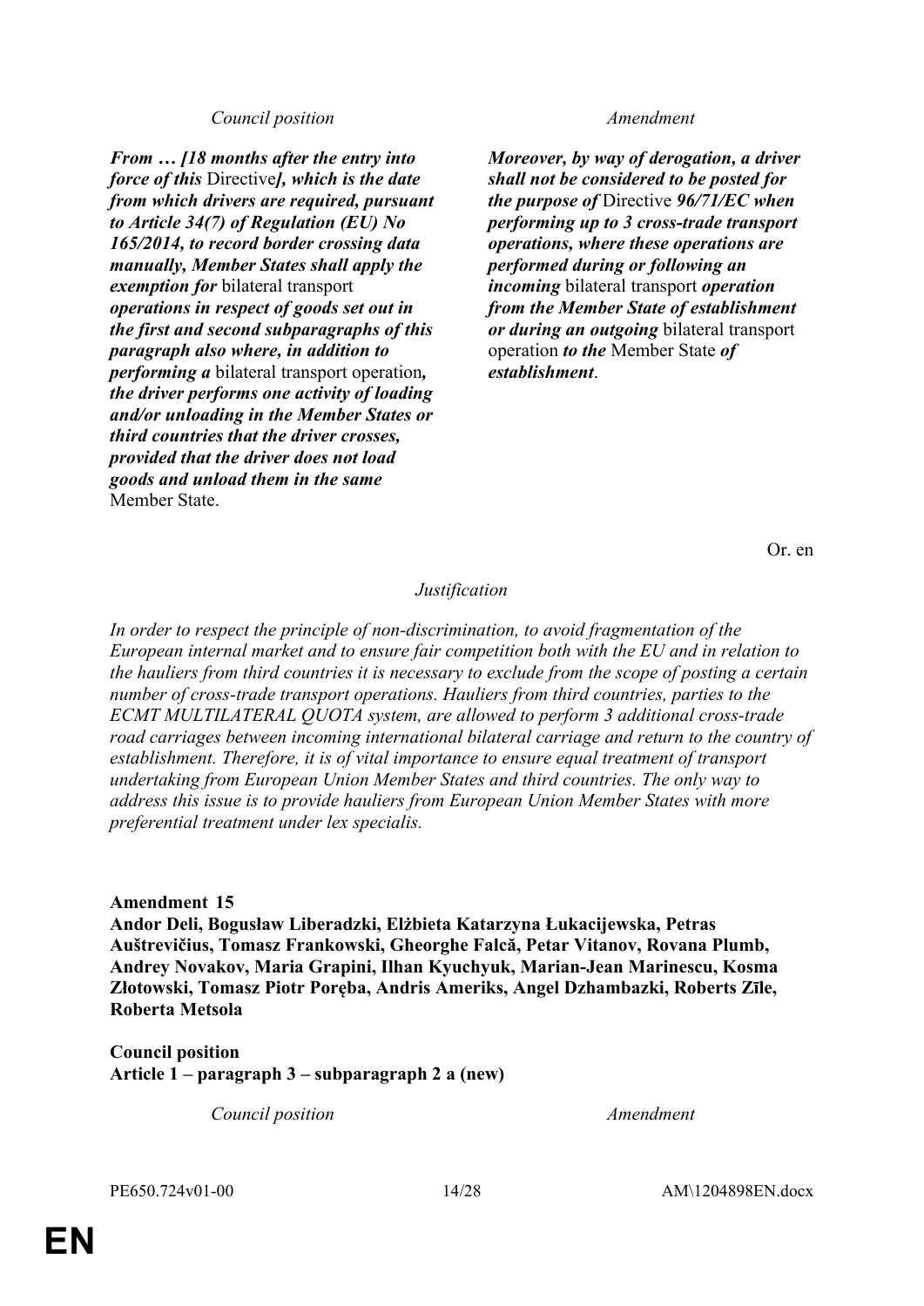| *Council position* | *Amendment* |
|---|---|
| ***From … [18 months after the entry into force of this*** Directive***], which is the date from which drivers are required, pursuant to Article 34(7) of Regulation (EU) No 165/2014, to record border crossing data manually, Member States shall apply the exemption for*** bilateral transport ***operations in respect of goods set out in the first and second subparagraphs of this paragraph also where, in addition to performing a*** bilateral transport operation***, the driver performs one activity of loading and/or unloading in the Member States or third countries that the driver crosses, provided that the driver does not load goods and unload them in the same*** Member State. | ***Moreover, by way of derogation, a driver shall not be considered to be posted for the purpose of*** Directive ***96/71/EC when performing up to 3 cross-trade transport operations, where these operations are performed during or following an incoming*** bilateral transport ***operation from the Member State of establishment or during an outgoing*** bilateral transport operation ***to the*** Member State ***of establishment***. |

Or. en

*Justification*

*In order to respect the principle of non-discrimination, to avoid fragmentation of the European internal market and to ensure fair competition both with the EU and in relation to the hauliers from third countries it is necessary to exclude from the scope of posting a certain number of cross-trade transport operations. Hauliers from third countries, parties to the ECMT MULTILATERAL QUOTA system, are allowed to perform 3 additional cross-trade road carriages between incoming international bilateral carriage and return to the country of establishment. Therefore, it is of vital importance to ensure equal treatment of transport undertaking from European Union Member States and third countries. The only way to address this issue is to provide hauliers from European Union Member States with more preferential treatment under lex specialis.*

**Amendment 15**
**Andor Deli, Bogusław Liberadzki, Elżbieta Katarzyna Łukacijewska, Petras Auštrevičius, Tomasz Frankowski, Gheorghe Falcă, Petar Vitanov, Rovana Plumb, Andrey Novakov, Maria Grapini, Ilhan Kyuchyuk, Marian-Jean Marinescu, Kosma Złotowski, Tomasz Piotr Poręba, Andris Ameriks, Angel Dzhambazki, Roberts Zīle, Roberta Metsola**

**Council position**
**Article 1 – paragraph 3 – subparagraph 2 a (new)**

| *Council position* | *Amendment* |
|---|---|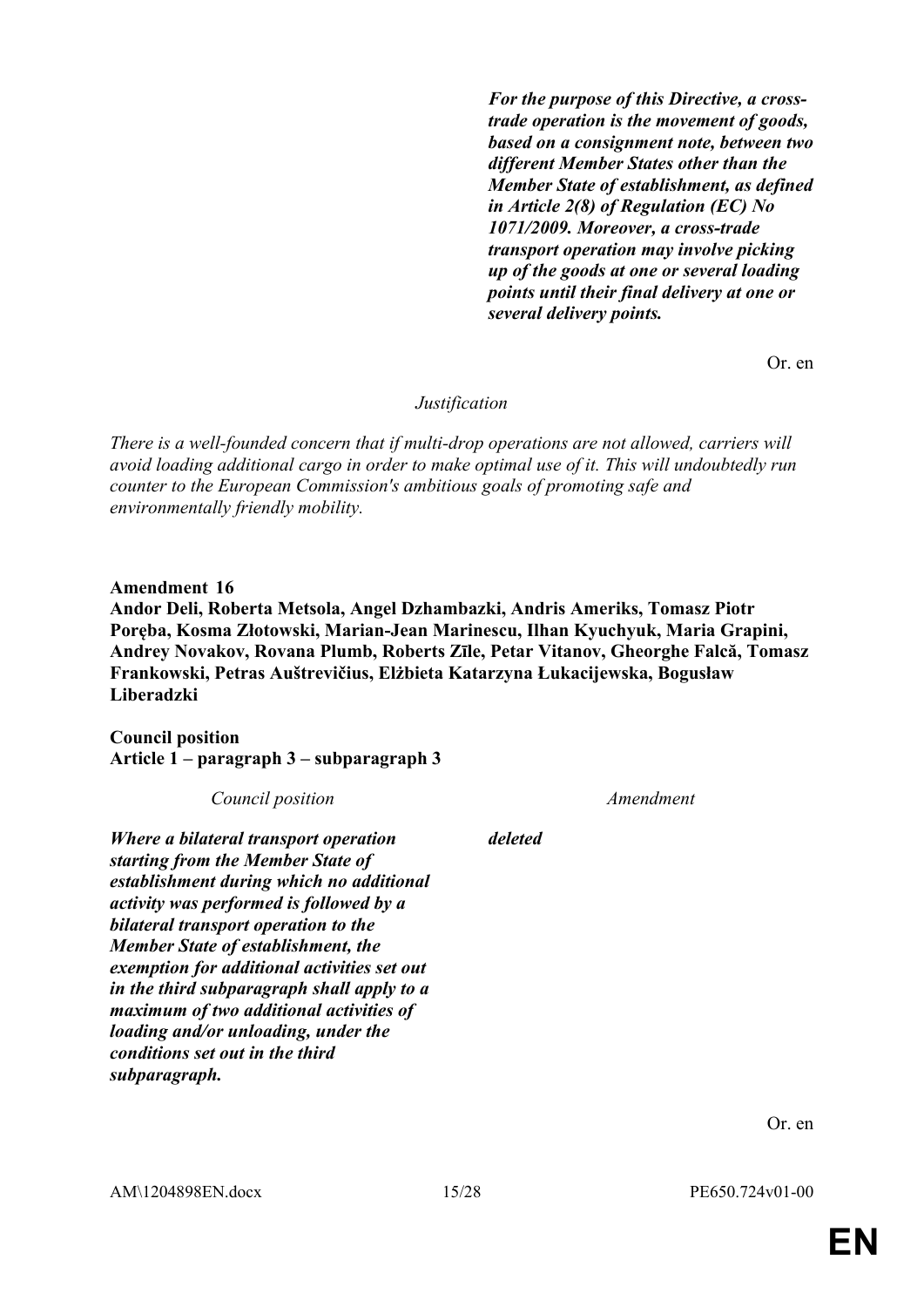| | |
|---|---|
| | ***For the purpose of this Directive, a cross-trade operation is the movement of goods, based on a consignment note, between two different Member States other than the Member State of establishment, as defined in Article 2(8) of Regulation (EC) No 1071/2009. Moreover, a cross-trade transport operation may involve picking up of the goods at one or several loading points until their final delivery at one or several delivery points.*** |

Or. en

*Justification*

*There is a well-founded concern that if multi-drop operations are not allowed, carriers will avoid loading additional cargo in order to make optimal use of it. This will undoubtedly run counter to the European Commission's ambitious goals of promoting safe and environmentally friendly mobility.*

**Amendment 16**
**Andor Deli, Roberta Metsola, Angel Dzhambazki, Andris Ameriks, Tomasz Piotr Poręba, Kosma Złotowski, Marian-Jean Marinescu, Ilhan Kyuchyuk, Maria Grapini, Andrey Novakov, Rovana Plumb, Roberts Zīle, Petar Vitanov, Gheorghe Falcă, Tomasz Frankowski, Petras Auštrevičius, Elżbieta Katarzyna Łukacijewska, Bogusław Liberadzki**

**Council position**
**Article 1 – paragraph 3 – subparagraph 3**

| *Council position* | *Amendment* |
|---|---|
| ***Where a bilateral transport operation starting from the Member State of establishment during which no additional activity was performed is followed by a bilateral transport operation to the Member State of establishment, the exemption for additional activities set out in the third subparagraph shall apply to a maximum of two additional activities of loading and/or unloading, under the conditions set out in the third subparagraph.*** | ***deleted*** |

Or. en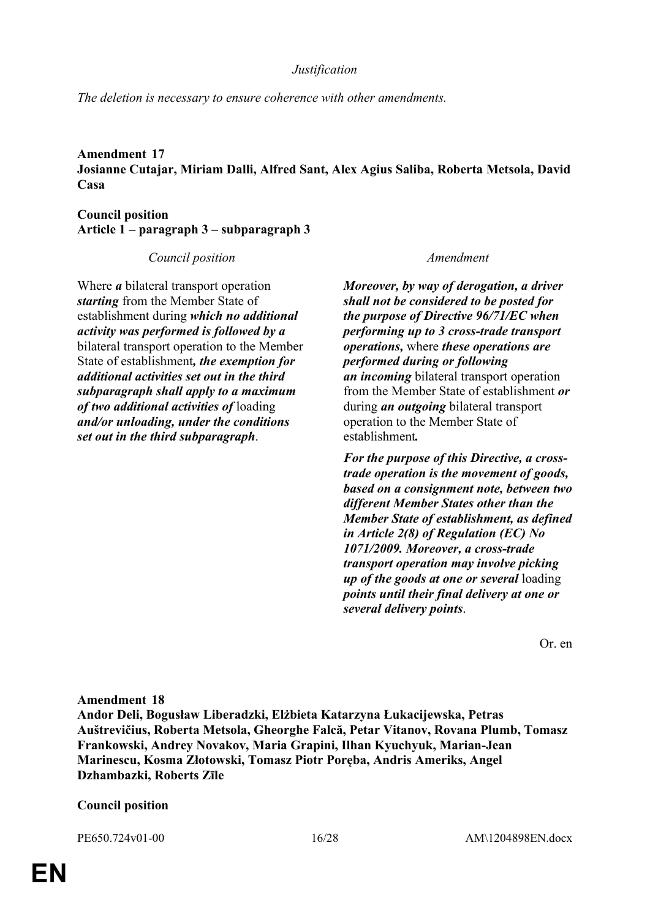*Justification*

*The deletion is necessary to ensure coherence with other amendments.*

**Amendment 17**
**Josianne Cutajar, Miriam Dalli, Alfred Sant, Alex Agius Saliba, Roberta Metsola, David Casa**

**Council position**
**Article 1 – paragraph 3 – subparagraph 3**

| *Council position* | *Amendment* |
|---|---|
| Where ***a*** bilateral transport operation ***starting*** from the Member State of establishment during ***which no additional activity was performed is followed by a*** bilateral transport operation to the Member State of establishment***, the exemption for additional activities set out in the third subparagraph shall apply to a maximum of two additional activities of*** loading ***and/or unloading, under the conditions set out in the third subparagraph***. | ***Moreover, by way of derogation, a driver shall not be considered to be posted for the purpose of Directive 96/71/EC when performing up to 3 cross-trade transport operations,*** where ***these operations are performed during or following an incoming*** bilateral transport operation from the Member State of establishment ***or*** during ***an outgoing*** bilateral transport operation to the Member State of establishment***.*** <br><br> ***For the purpose of this Directive, a cross-trade operation is the movement of goods, based on a consignment note, between two different Member States other than the Member State of establishment, as defined in Article 2(8) of Regulation (EC) No 1071/2009. Moreover, a cross-trade transport operation may involve picking up of the goods at one or several*** loading ***points until their final delivery at one or several delivery points***. |

Or. en

**Amendment 18**
**Andor Deli, Bogusław Liberadzki, Elżbieta Katarzyna Łukacijewska, Petras Auštrevičius, Roberta Metsola, Gheorghe Falcă, Petar Vitanov, Rovana Plumb, Tomasz Frankowski, Andrey Novakov, Maria Grapini, Ilhan Kyuchyuk, Marian-Jean Marinescu, Kosma Złotowski, Tomasz Piotr Poręba, Andris Ameriks, Angel Dzhambazki, Roberts Zīle**

**Council position**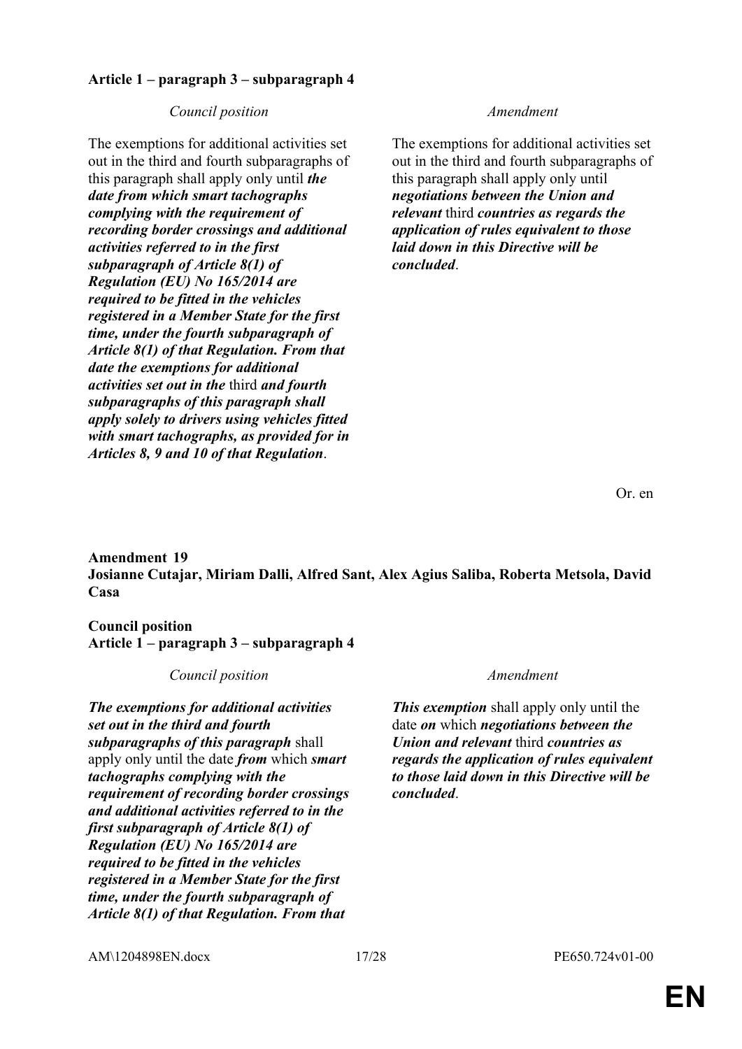**Article 1 – paragraph 3 – subparagraph 4**

| *Council position* | *Amendment* |
|---|---|
| The exemptions for additional activities set out in the third and fourth subparagraphs of this paragraph shall apply only until ***the date from which smart tachographs complying with the requirement of recording border crossings and additional activities referred to in the first subparagraph of Article 8(1) of Regulation (EU) No 165/2014 are required to be fitted in the vehicles registered in a Member State for the first time, under the fourth subparagraph of Article 8(1) of that Regulation. From that date the exemptions for additional activities set out in the*** third ***and fourth subparagraphs of this paragraph shall apply solely to drivers using vehicles fitted with smart tachographs, as provided for in Articles 8, 9 and 10 of that Regulation***. | The exemptions for additional activities set out in the third and fourth subparagraphs of this paragraph shall apply only until ***negotiations between the Union and relevant*** third ***countries as regards the application of rules equivalent to those laid down in this Directive will be concluded***. |

Or. en

**Amendment 19**
**Josianne Cutajar, Miriam Dalli, Alfred Sant, Alex Agius Saliba, Roberta Metsola, David Casa**

**Council position**
**Article 1 – paragraph 3 – subparagraph 4**

| *Council position* | *Amendment* |
|---|---|
| ***The exemptions for additional activities set out in the third and fourth subparagraphs of this paragraph*** shall apply only until the date ***from*** which ***smart tachographs complying with the requirement of recording border crossings and additional activities referred to in the first subparagraph of Article 8(1) of Regulation (EU) No 165/2014 are required to be fitted in the vehicles registered in a Member State for the first time, under the fourth subparagraph of Article 8(1) of that Regulation. From that*** | ***This exemption*** shall apply only until the date ***on*** which ***negotiations between the Union and relevant*** third ***countries as regards the application of rules equivalent to those laid down in this Directive will be concluded***. |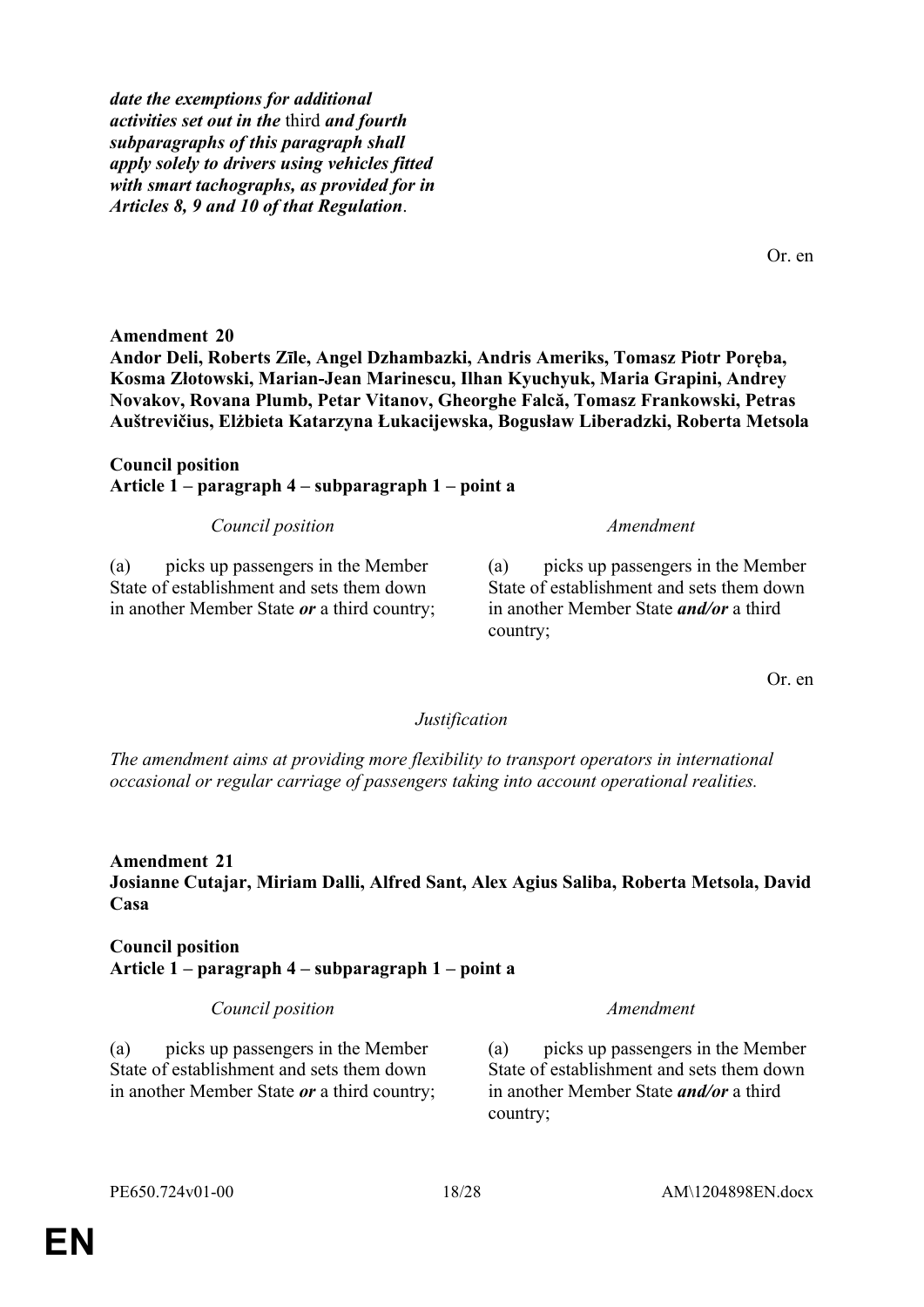***date the exemptions for additional activities set out in the*** third ***and fourth subparagraphs of this paragraph shall apply solely to drivers using vehicles fitted with smart tachographs, as provided for in Articles 8, 9 and 10 of that Regulation***.

Or. en

**Amendment 20**
**Andor Deli, Roberts Zīle, Angel Dzhambazki, Andris Ameriks, Tomasz Piotr Poręba, Kosma Złotowski, Marian-Jean Marinescu, Ilhan Kyuchyuk, Maria Grapini, Andrey Novakov, Rovana Plumb, Petar Vitanov, Gheorghe Falcă, Tomasz Frankowski, Petras Auštrevičius, Elżbieta Katarzyna Łukacijewska, Bogusław Liberadzki, Roberta Metsola**

**Council position**
**Article 1 – paragraph 4 – subparagraph 1 – point a**

| *Council position* | *Amendment* |
|---|---|
| (a) picks up passengers in the Member State of establishment and sets them down in another Member State ***or*** a third country; | (a) picks up passengers in the Member State of establishment and sets them down in another Member State ***and/or*** a third country; |

Or. en

*Justification*

*The amendment aims at providing more flexibility to transport operators in international occasional or regular carriage of passengers taking into account operational realities.*

**Amendment 21**
**Josianne Cutajar, Miriam Dalli, Alfred Sant, Alex Agius Saliba, Roberta Metsola, David Casa**

**Council position**
**Article 1 – paragraph 4 – subparagraph 1 – point a**

| *Council position* | *Amendment* |
|---|---|
| (a) picks up passengers in the Member State of establishment and sets them down in another Member State ***or*** a third country; | (a) picks up passengers in the Member State of establishment and sets them down in another Member State ***and/or*** a third country; |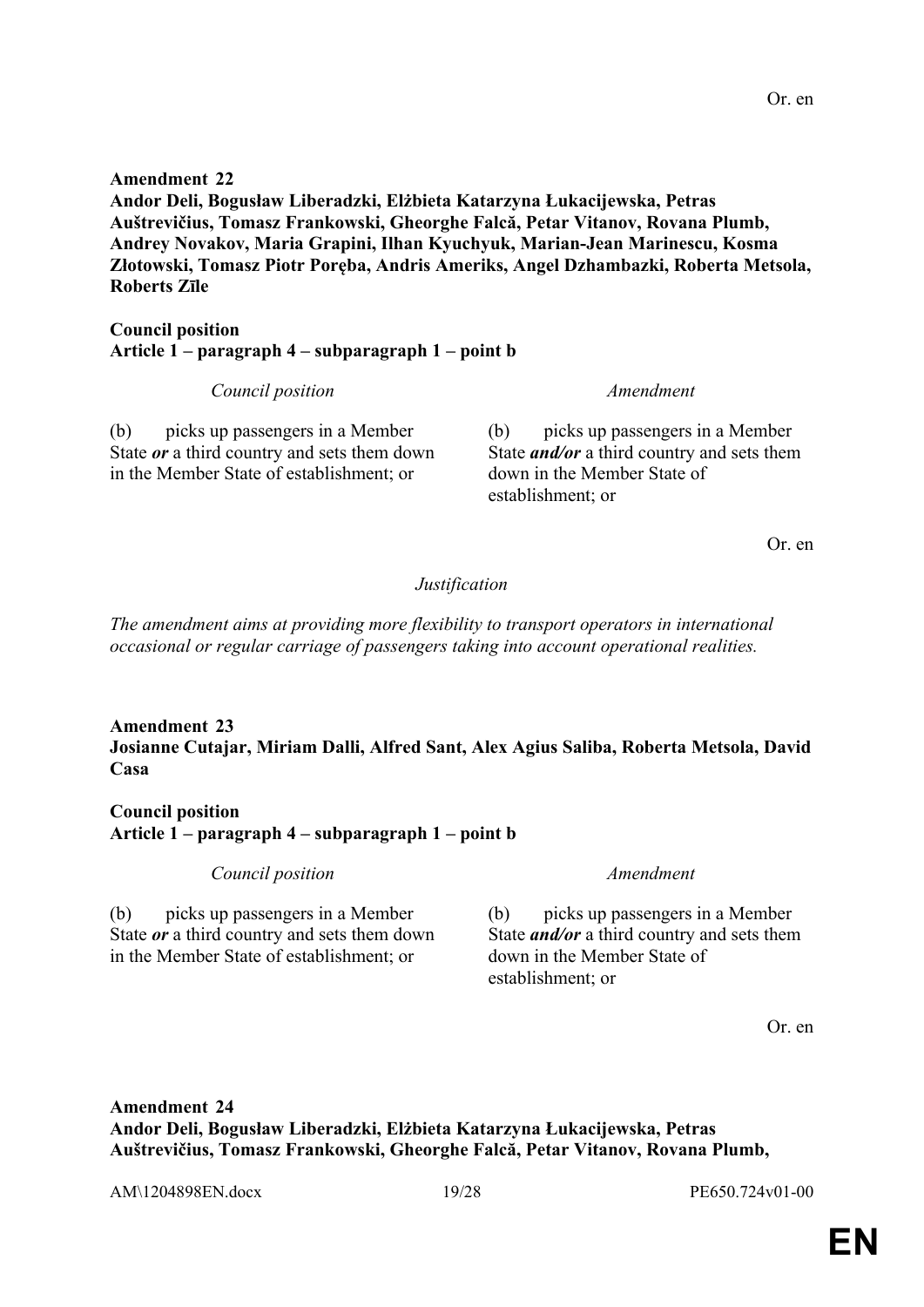Or. en

**Amendment 22**
**Andor Deli, Bogusław Liberadzki, Elżbieta Katarzyna Łukacijewska, Petras Auštrevičius, Tomasz Frankowski, Gheorghe Falcă, Petar Vitanov, Rovana Plumb, Andrey Novakov, Maria Grapini, Ilhan Kyuchyuk, Marian-Jean Marinescu, Kosma Złotowski, Tomasz Piotr Poręba, Andris Ameriks, Angel Dzhambazki, Roberta Metsola, Roberts Zīle**

**Council position**
**Article 1 – paragraph 4 – subparagraph 1 – point b**

| *Council position* | *Amendment* |
|---|---|
| (b) picks up passengers in a Member State ***or*** a third country and sets them down in the Member State of establishment; or | (b) picks up passengers in a Member State ***and/or*** a third country and sets them down in the Member State of establishment; or |

Or. en

*Justification*

*The amendment aims at providing more flexibility to transport operators in international occasional or regular carriage of passengers taking into account operational realities.*

**Amendment 23**
**Josianne Cutajar, Miriam Dalli, Alfred Sant, Alex Agius Saliba, Roberta Metsola, David Casa**

**Council position**
**Article 1 – paragraph 4 – subparagraph 1 – point b**

| *Council position* | *Amendment* |
|---|---|
| (b) picks up passengers in a Member State ***or*** a third country and sets them down in the Member State of establishment; or | (b) picks up passengers in a Member State ***and/or*** a third country and sets them down in the Member State of establishment; or |

Or. en

**Amendment 24**
**Andor Deli, Bogusław Liberadzki, Elżbieta Katarzyna Łukacijewska, Petras Auštrevičius, Tomasz Frankowski, Gheorghe Falcă, Petar Vitanov, Rovana Plumb,**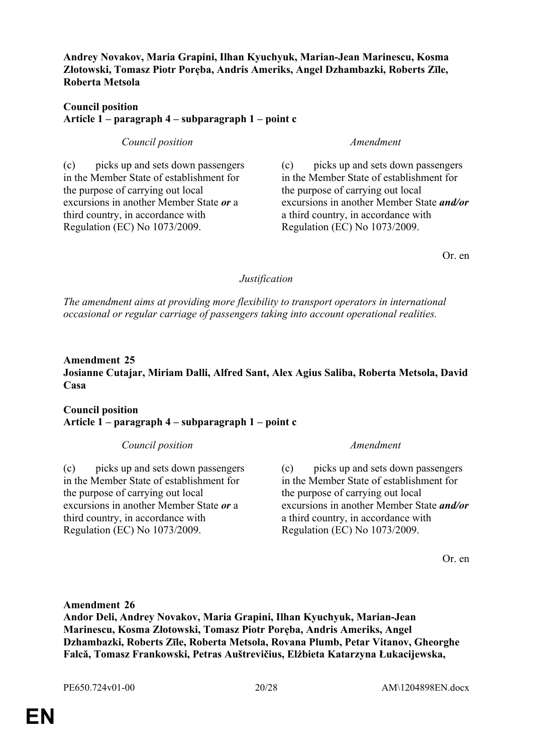**Andrey Novakov, Maria Grapini, Ilhan Kyuchyuk, Marian-Jean Marinescu, Kosma Złotowski, Tomasz Piotr Poręba, Andris Ameriks, Angel Dzhambazki, Roberts Zīle, Roberta Metsola**

**Council position**
**Article 1 – paragraph 4 – subparagraph 1 – point c**

| *Council position* | *Amendment* |
|---|---|
| (c) picks up and sets down passengers in the Member State of establishment for the purpose of carrying out local excursions in another Member State ***or*** a third country, in accordance with Regulation (EC) No 1073/2009. | (c) picks up and sets down passengers in the Member State of establishment for the purpose of carrying out local excursions in another Member State ***and/or*** a third country, in accordance with Regulation (EC) No 1073/2009. |

Or. en

*Justification*

*The amendment aims at providing more flexibility to transport operators in international occasional or regular carriage of passengers taking into account operational realities.*

**Amendment 25**
**Josianne Cutajar, Miriam Dalli, Alfred Sant, Alex Agius Saliba, Roberta Metsola, David Casa**

**Council position**
**Article 1 – paragraph 4 – subparagraph 1 – point c**

| *Council position* | *Amendment* |
|---|---|
| (c) picks up and sets down passengers in the Member State of establishment for the purpose of carrying out local excursions in another Member State ***or*** a third country, in accordance with Regulation (EC) No 1073/2009. | (c) picks up and sets down passengers in the Member State of establishment for the purpose of carrying out local excursions in another Member State ***and/or*** a third country, in accordance with Regulation (EC) No 1073/2009. |

Or. en

**Amendment 26**
**Andor Deli, Andrey Novakov, Maria Grapini, Ilhan Kyuchyuk, Marian-Jean Marinescu, Kosma Złotowski, Tomasz Piotr Poręba, Andris Ameriks, Angel Dzhambazki, Roberts Zīle, Roberta Metsola, Rovana Plumb, Petar Vitanov, Gheorghe Falcă, Tomasz Frankowski, Petras Auštrevičius, Elżbieta Katarzyna Łukacijewska,**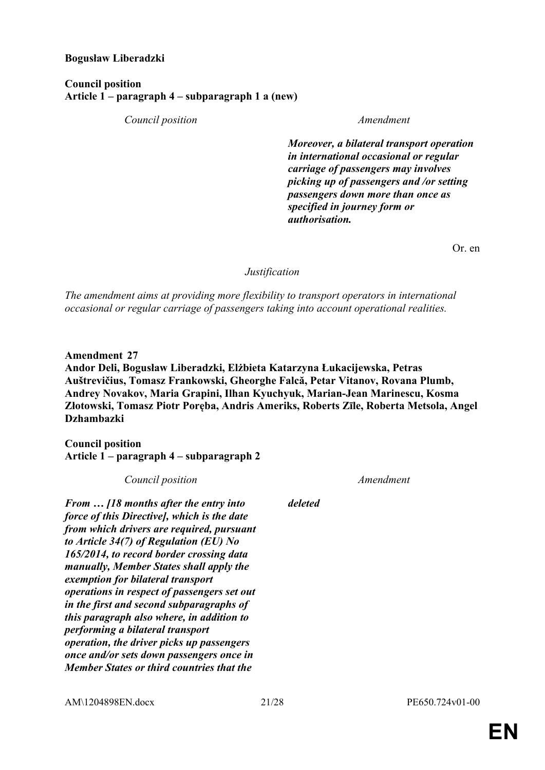**Bogusław Liberadzki**

**Council position**
**Article 1 – paragraph 4 – subparagraph 1 a (new)**

| *Council position* | *Amendment* |
|---|---|
| | ***Moreover, a bilateral transport operation in international occasional or regular carriage of passengers may involves picking up of passengers and /or setting passengers down more than once as specified in journey form or authorisation.*** |

Or. en

*Justification*

*The amendment aims at providing more flexibility to transport operators in international occasional or regular carriage of passengers taking into account operational realities.*

**Amendment 27**
**Andor Deli, Bogusław Liberadzki, Elżbieta Katarzyna Łukacijewska, Petras Auštrevičius, Tomasz Frankowski, Gheorghe Falcă, Petar Vitanov, Rovana Plumb, Andrey Novakov, Maria Grapini, Ilhan Kyuchyuk, Marian-Jean Marinescu, Kosma Złotowski, Tomasz Piotr Poręba, Andris Ameriks, Roberts Zīle, Roberta Metsola, Angel Dzhambazki**

**Council position**
**Article 1 – paragraph 4 – subparagraph 2**

| *Council position* | *Amendment* |
|---|---|
| ***From … [18 months after the entry into force of this Directive], which is the date from which drivers are required, pursuant to Article 34(7) of Regulation (EU) No 165/2014, to record border crossing data manually, Member States shall apply the exemption for bilateral transport operations in respect of passengers set out in the first and second subparagraphs of this paragraph also where, in addition to performing a bilateral transport operation, the driver picks up passengers once and/or sets down passengers once in Member States or third countries that the*** | ***deleted*** |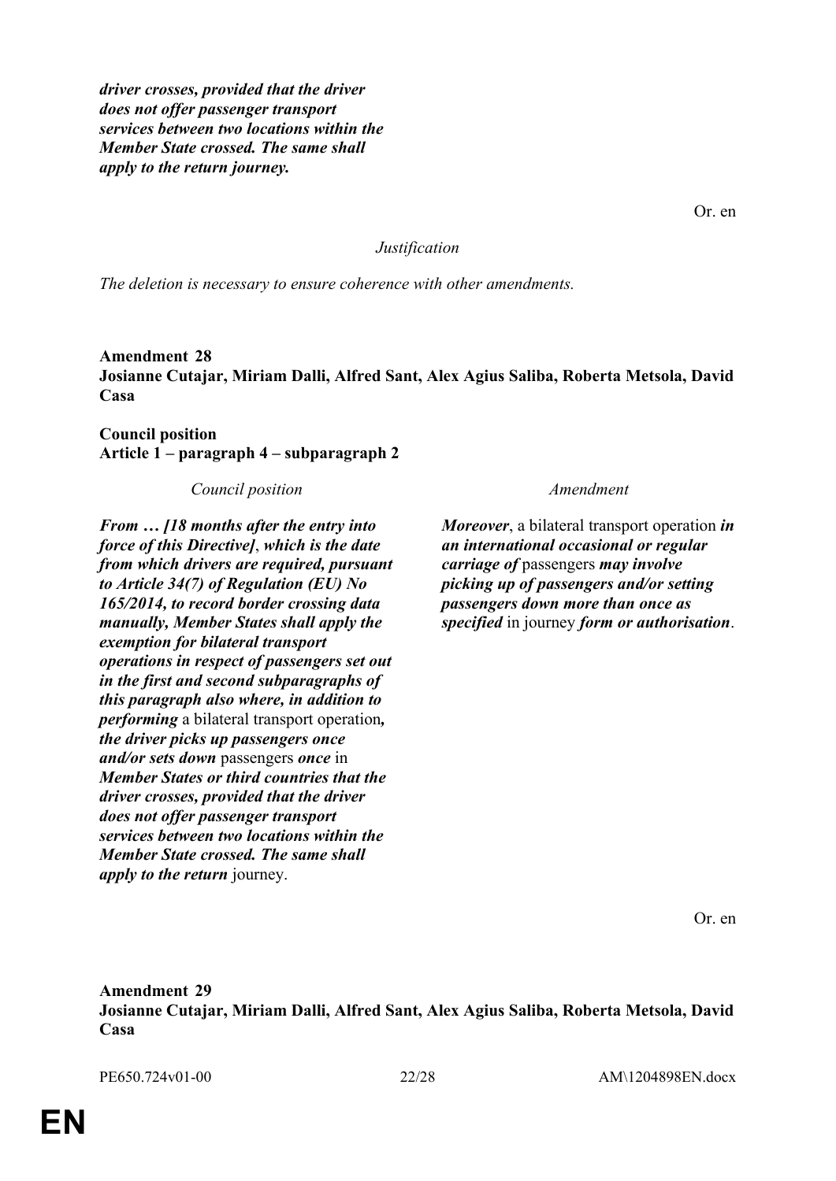***driver crosses, provided that the driver does not offer passenger transport services between two locations within the Member State crossed. The same shall apply to the return journey.***

Or. en

*Justification*

*The deletion is necessary to ensure coherence with other amendments.*

**Amendment 28**
**Josianne Cutajar, Miriam Dalli, Alfred Sant, Alex Agius Saliba, Roberta Metsola, David Casa**

**Council position**
**Article 1 – paragraph 4 – subparagraph 2**

| *Council position* | *Amendment* |
|---|---|
| ***From … [18 months after the entry into force of this Directive]***, ***which is the date from which drivers are required, pursuant to Article 34(7) of Regulation (EU) No 165/2014, to record border crossing data manually, Member States shall apply the exemption for bilateral transport operations in respect of passengers set out in the first and second subparagraphs of this paragraph also where, in addition to performing*** a bilateral transport operation***, the driver picks up passengers once and/or sets down*** passengers ***once*** in ***Member States or third countries that the driver crosses, provided that the driver does not offer passenger transport services between two locations within the Member State crossed. The same shall apply to the return*** journey. | ***Moreover***, a bilateral transport operation ***in an international occasional or regular carriage of*** passengers ***may involve picking up of passengers and/or setting passengers down more than once as specified*** in journey ***form or authorisation***. |

Or. en

**Amendment 29**
**Josianne Cutajar, Miriam Dalli, Alfred Sant, Alex Agius Saliba, Roberta Metsola, David Casa**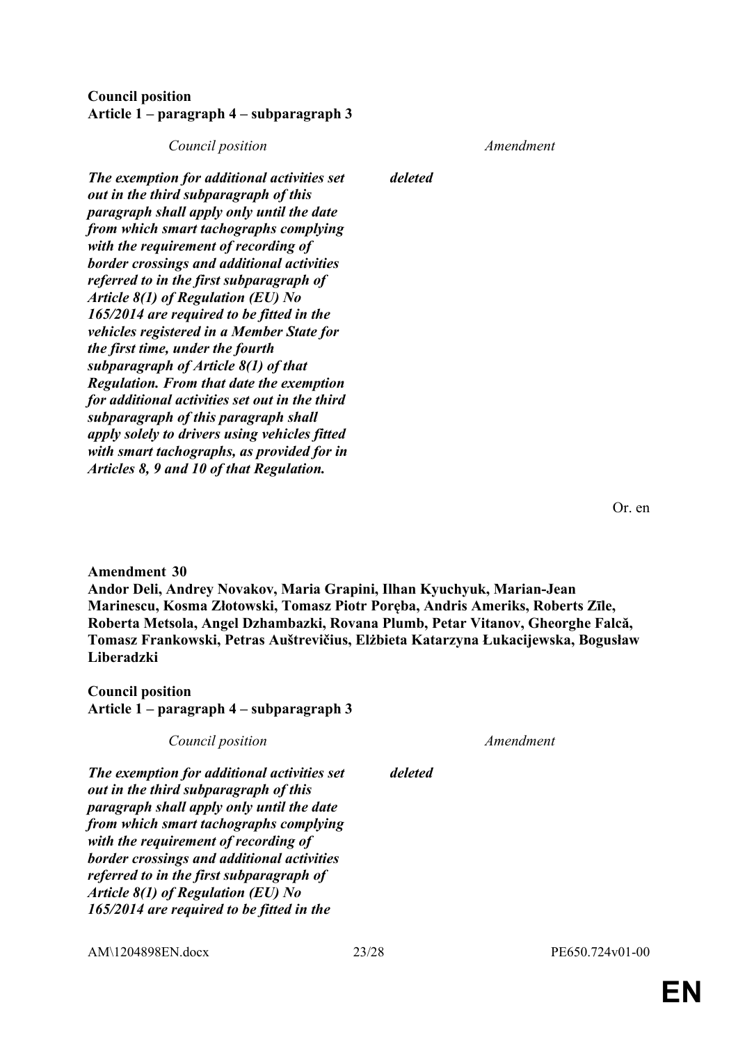**Council position**
**Article 1 – paragraph 4 – subparagraph 3**

| *Council position* | *Amendment* |
|---|---|
| ***The exemption for additional activities set out in the third subparagraph of this paragraph shall apply only until the date from which smart tachographs complying with the requirement of recording of border crossings and additional activities referred to in the first subparagraph of Article 8(1) of Regulation (EU) No 165/2014 are required to be fitted in the vehicles registered in a Member State for the first time, under the fourth subparagraph of Article 8(1) of that Regulation. From that date the exemption for additional activities set out in the third subparagraph of this paragraph shall apply solely to drivers using vehicles fitted with smart tachographs, as provided for in Articles 8, 9 and 10 of that Regulation.*** | ***deleted*** |

Or. en

**Amendment 30**
**Andor Deli, Andrey Novakov, Maria Grapini, Ilhan Kyuchyuk, Marian-Jean Marinescu, Kosma Złotowski, Tomasz Piotr Poręba, Andris Ameriks, Roberts Zīle, Roberta Metsola, Angel Dzhambazki, Rovana Plumb, Petar Vitanov, Gheorghe Falcă, Tomasz Frankowski, Petras Auštrevičius, Elżbieta Katarzyna Łukacijewska, Bogusław Liberadzki**

**Council position**
**Article 1 – paragraph 4 – subparagraph 3**

| *Council position* | *Amendment* |
|---|---|
| ***The exemption for additional activities set out in the third subparagraph of this paragraph shall apply only until the date from which smart tachographs complying with the requirement of recording of border crossings and additional activities referred to in the first subparagraph of Article 8(1) of Regulation (EU) No 165/2014 are required to be fitted in the*** | ***deleted*** |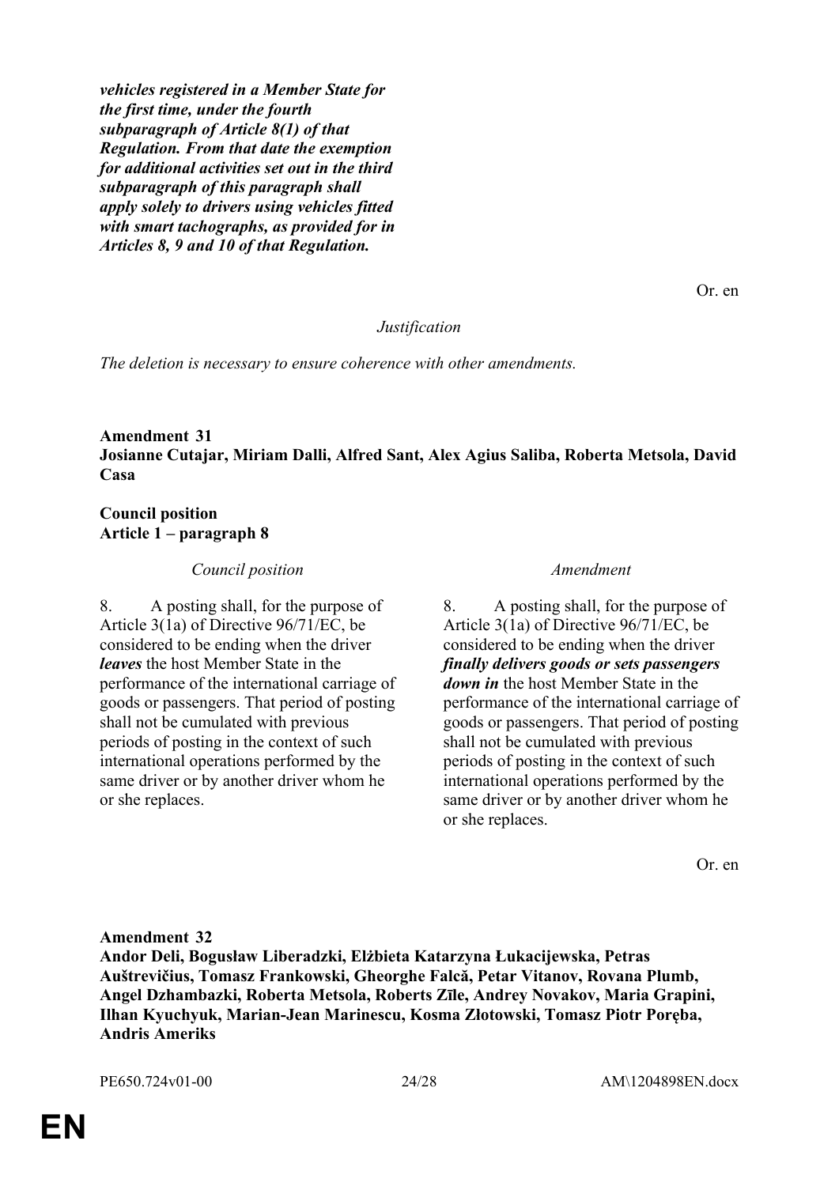***vehicles registered in a Member State for the first time, under the fourth subparagraph of Article 8(1) of that Regulation. From that date the exemption for additional activities set out in the third subparagraph of this paragraph shall apply solely to drivers using vehicles fitted with smart tachographs, as provided for in Articles 8, 9 and 10 of that Regulation.***

Or. en

*Justification*

*The deletion is necessary to ensure coherence with other amendments.*

**Amendment 31**
**Josianne Cutajar, Miriam Dalli, Alfred Sant, Alex Agius Saliba, Roberta Metsola, David Casa**

**Council position**
**Article 1 – paragraph 8**

| *Council position* | *Amendment* |
| --- | --- |
| 8. A posting shall, for the purpose of Article 3(1a) of Directive 96/71/EC, be considered to be ending when the driver ***leaves*** the host Member State in the performance of the international carriage of goods or passengers. That period of posting shall not be cumulated with previous periods of posting in the context of such international operations performed by the same driver or by another driver whom he or she replaces. | 8. A posting shall, for the purpose of Article 3(1a) of Directive 96/71/EC, be considered to be ending when the driver ***finally delivers goods or sets passengers down in*** the host Member State in the performance of the international carriage of goods or passengers. That period of posting shall not be cumulated with previous periods of posting in the context of such international operations performed by the same driver or by another driver whom he or she replaces. |

Or. en

**Amendment 32**
**Andor Deli, Bogusław Liberadzki, Elżbieta Katarzyna Łukacijewska, Petras Auštrevičius, Tomasz Frankowski, Gheorghe Falcă, Petar Vitanov, Rovana Plumb, Angel Dzhambazki, Roberta Metsola, Roberts Zīle, Andrey Novakov, Maria Grapini, Ilhan Kyuchyuk, Marian-Jean Marinescu, Kosma Złotowski, Tomasz Piotr Poręba, Andris Ameriks**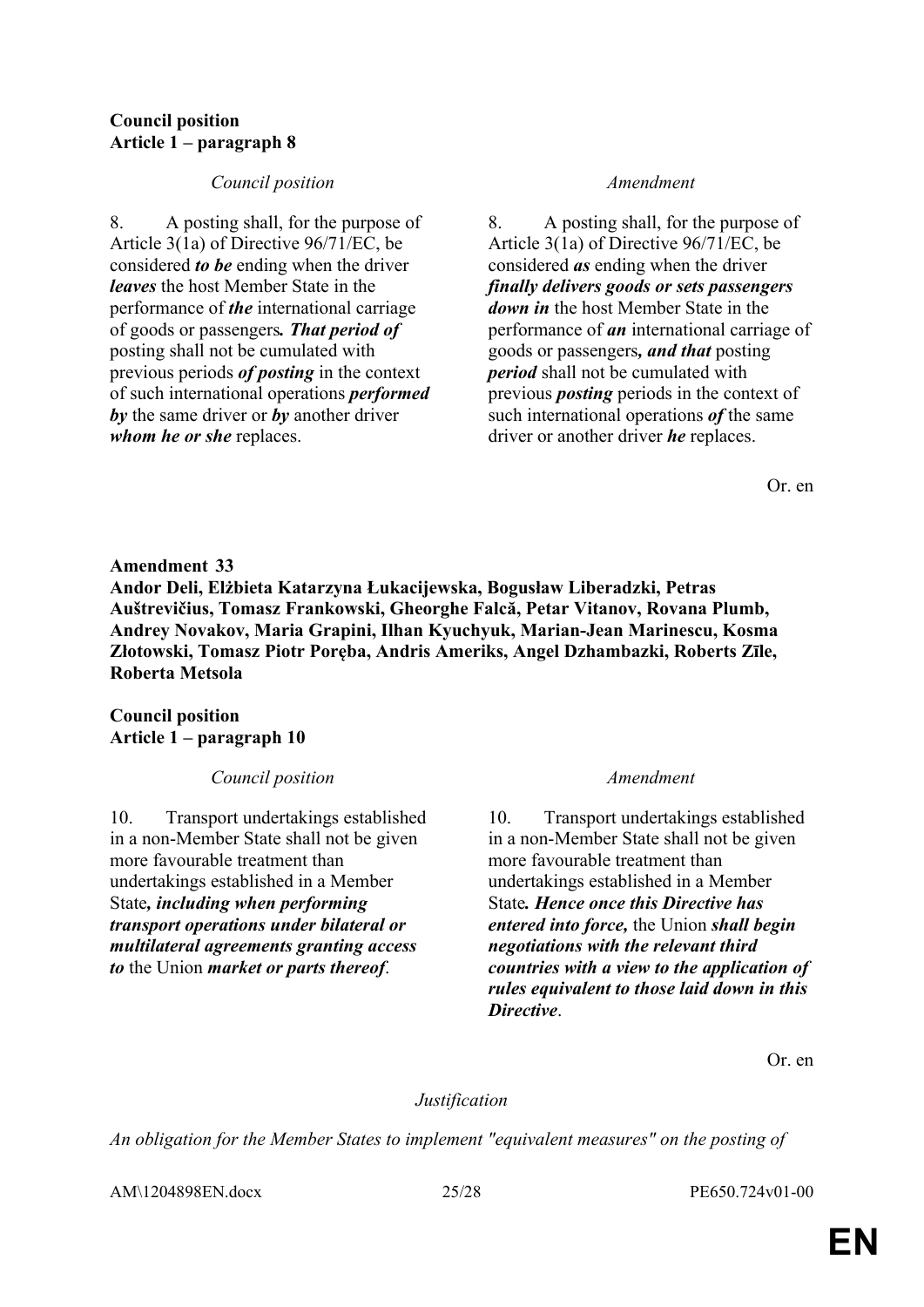**Council position**
**Article 1 – paragraph 8**

| *Council position* | *Amendment* |
|---|---|
| 8. A posting shall, for the purpose of Article 3(1a) of Directive 96/71/EC, be considered ***to be*** ending when the driver ***leaves*** the host Member State in the performance of ***the*** international carriage of goods or passengers***. That period of*** posting shall not be cumulated with previous periods ***of posting*** in the context of such international operations ***performed by*** the same driver or ***by*** another driver ***whom he or she*** replaces. | 8. A posting shall, for the purpose of Article 3(1a) of Directive 96/71/EC, be considered ***as*** ending when the driver ***finally delivers goods or sets passengers down in*** the host Member State in the performance of ***an*** international carriage of goods or passengers***, and that*** posting ***period*** shall not be cumulated with previous ***posting*** periods in the context of such international operations ***of*** the same driver or another driver ***he*** replaces. |

Or. en

**Amendment 33**
**Andor Deli, Elżbieta Katarzyna Łukacijewska, Bogusław Liberadzki, Petras Auštrevičius, Tomasz Frankowski, Gheorghe Falcă, Petar Vitanov, Rovana Plumb, Andrey Novakov, Maria Grapini, Ilhan Kyuchyuk, Marian-Jean Marinescu, Kosma Złotowski, Tomasz Piotr Poręba, Andris Ameriks, Angel Dzhambazki, Roberts Zīle, Roberta Metsola**

**Council position**
**Article 1 – paragraph 10**

| *Council position* | *Amendment* |
|---|---|
| 10. Transport undertakings established in a non-Member State shall not be given more favourable treatment than undertakings established in a Member State***, including when performing transport operations under bilateral or multilateral agreements granting access to*** the Union ***market or parts thereof***. | 10. Transport undertakings established in a non-Member State shall not be given more favourable treatment than undertakings established in a Member State***. Hence once this Directive has entered into force,*** the Union ***shall begin negotiations with the relevant third countries with a view to the application of rules equivalent to those laid down in this Directive***. |

Or. en

*Justification*

*An obligation for the Member States to implement "equivalent measures" on the posting of*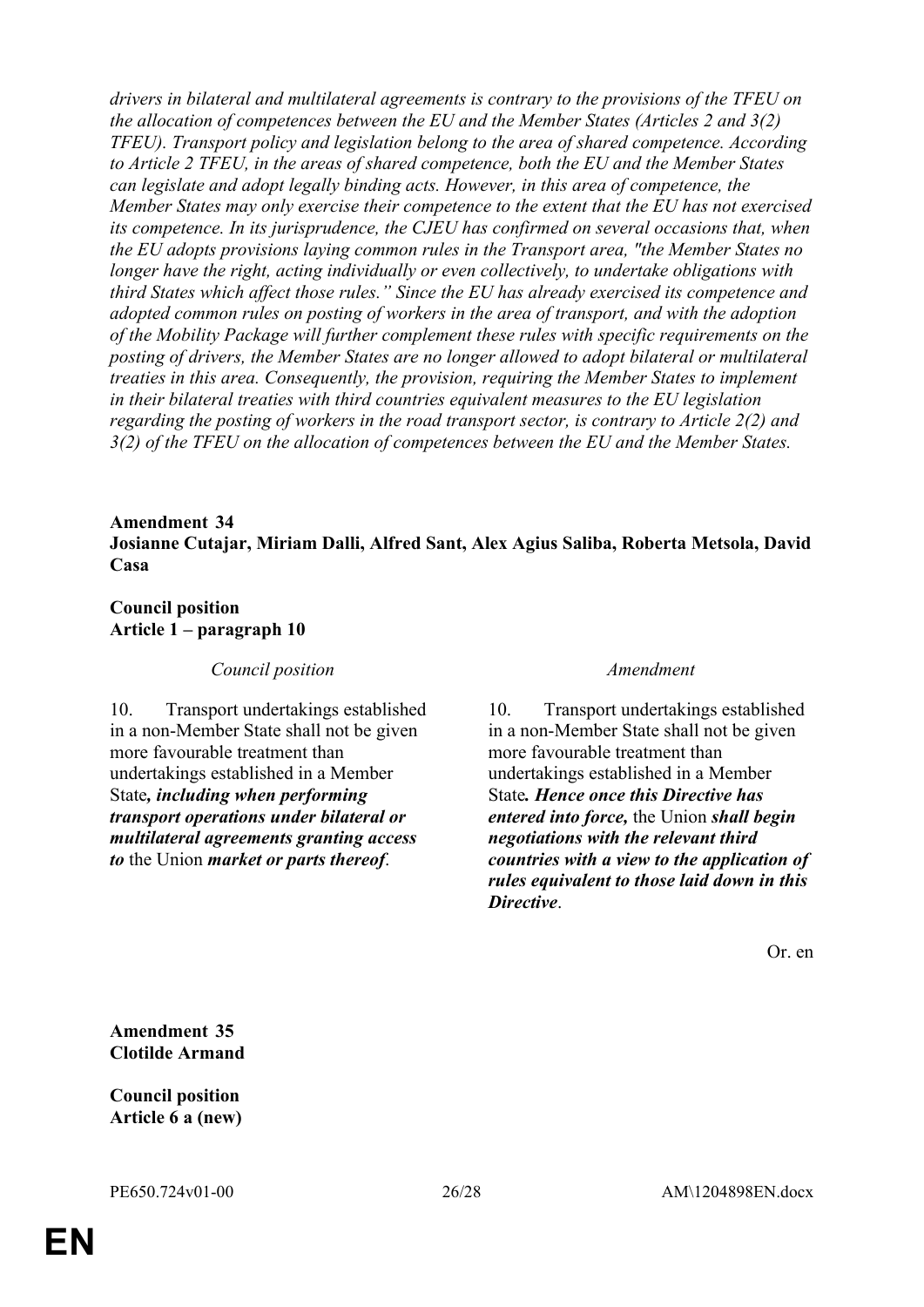*drivers in bilateral and multilateral agreements is contrary to the provisions of the TFEU on the allocation of competences between the EU and the Member States (Articles 2 and 3(2) TFEU). Transport policy and legislation belong to the area of shared competence. According to Article 2 TFEU, in the areas of shared competence, both the EU and the Member States can legislate and adopt legally binding acts. However, in this area of competence, the Member States may only exercise their competence to the extent that the EU has not exercised its competence. In its jurisprudence, the CJEU has confirmed on several occasions that, when the EU adopts provisions laying common rules in the Transport area, "the Member States no longer have the right, acting individually or even collectively, to undertake obligations with third States which affect those rules." Since the EU has already exercised its competence and adopted common rules on posting of workers in the area of transport, and with the adoption of the Mobility Package will further complement these rules with specific requirements on the posting of drivers, the Member States are no longer allowed to adopt bilateral or multilateral treaties in this area. Consequently, the provision, requiring the Member States to implement in their bilateral treaties with third countries equivalent measures to the EU legislation regarding the posting of workers in the road transport sector, is contrary to Article 2(2) and 3(2) of the TFEU on the allocation of competences between the EU and the Member States.*

**Amendment 34**
**Josianne Cutajar, Miriam Dalli, Alfred Sant, Alex Agius Saliba, Roberta Metsola, David Casa**

**Council position**
**Article 1 – paragraph 10**

| *Council position* | *Amendment* |
|---|---|
| 10. Transport undertakings established in a non-Member State shall not be given more favourable treatment than undertakings established in a Member State***, including when performing transport operations under bilateral or multilateral agreements granting access to*** the Union ***market or parts thereof***. | 10. Transport undertakings established in a non-Member State shall not be given more favourable treatment than undertakings established in a Member State***. Hence once this Directive has entered into force,*** the Union ***shall begin negotiations with the relevant third countries with a view to the application of rules equivalent to those laid down in this Directive***. |

Or. en

**Amendment 35**
**Clotilde Armand**

**Council position**
**Article 6 a (new)**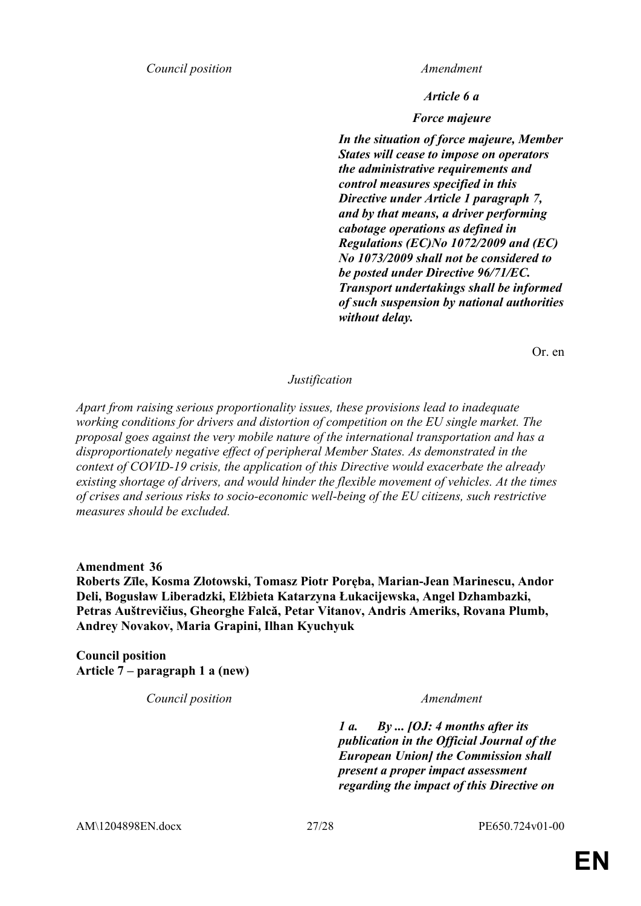| *Council position* | *Amendment* |
|---|---|
| | ***Article 6 a*** |
| | ***Force majeure*** |
| | ***In the situation of force majeure, Member States will cease to impose on operators the administrative requirements and control measures specified in this Directive under Article 1 paragraph 7, and by that means, a driver performing cabotage operations as defined in Regulations (EC)No 1072/2009 and (EC) No 1073/2009 shall not be considered to be posted under Directive 96/71/EC. Transport undertakings shall be informed of such suspension by national authorities without delay.*** |

Or. en

*Justification*

*Apart from raising serious proportionality issues, these provisions lead to inadequate working conditions for drivers and distortion of competition on the EU single market. The proposal goes against the very mobile nature of the international transportation and has a disproportionately negative effect of peripheral Member States. As demonstrated in the context of COVID-19 crisis, the application of this Directive would exacerbate the already existing shortage of drivers, and would hinder the flexible movement of vehicles. At the times of crises and serious risks to socio-economic well-being of the EU citizens, such restrictive measures should be excluded.*

**Amendment 36**
**Roberts Zīle, Kosma Złotowski, Tomasz Piotr Poręba, Marian-Jean Marinescu, Andor Deli, Bogusław Liberadzki, Elżbieta Katarzyna Łukacijewska, Angel Dzhambazki, Petras Auštrevičius, Gheorghe Falcă, Petar Vitanov, Andris Ameriks, Rovana Plumb, Andrey Novakov, Maria Grapini, Ilhan Kyuchyuk**

**Council position**
**Article 7 – paragraph 1 a (new)**

| *Council position* | *Amendment* |
|---|---|
| | ***1 a. By ... [OJ: 4 months after its publication in the Official Journal of the European Union] the Commission shall present a proper impact assessment regarding the impact of this Directive on*** |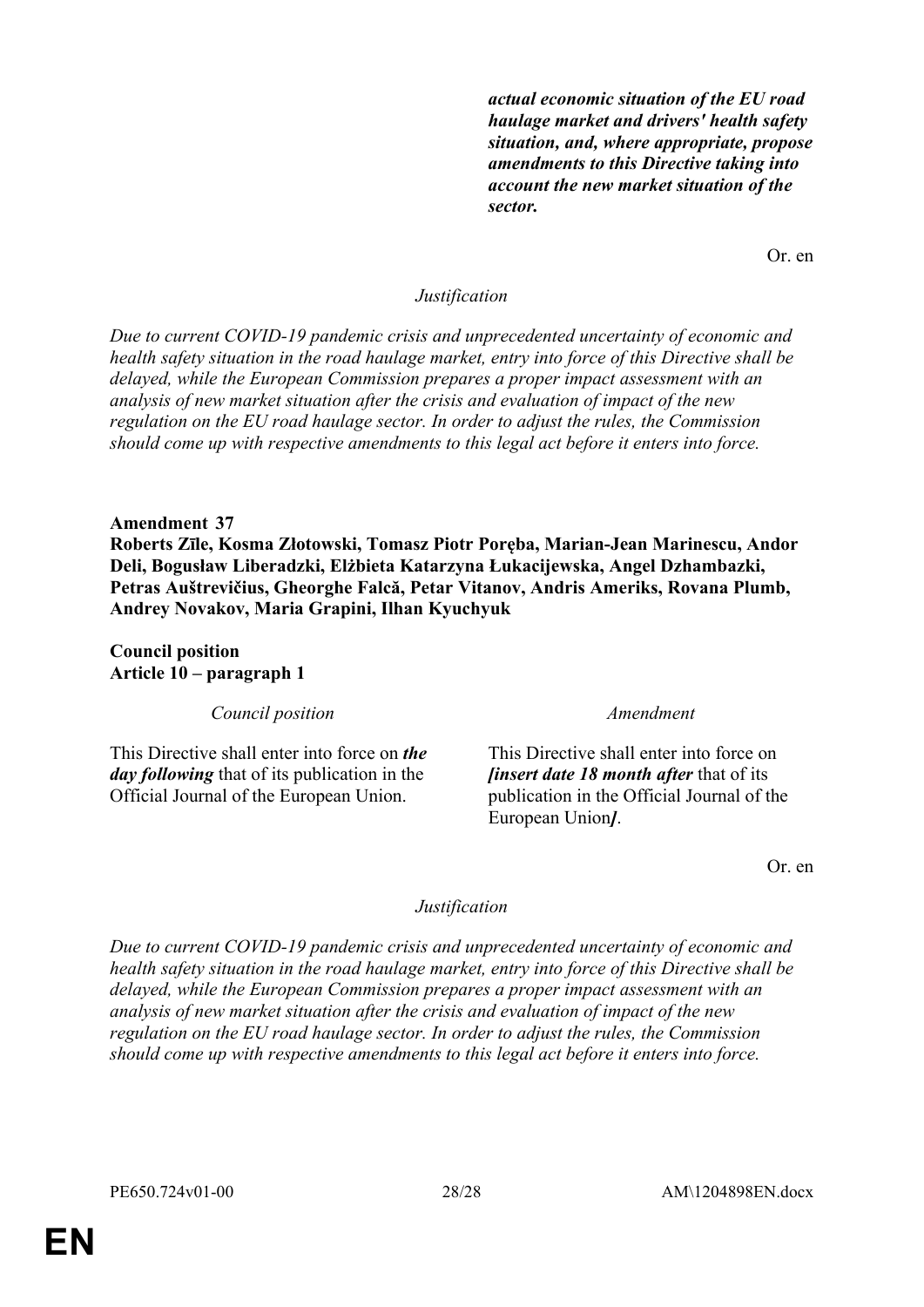| | |
|---|---|
| | ***actual economic situation of the EU road haulage market and drivers' health safety situation, and, where appropriate, propose amendments to this Directive taking into account the new market situation of the sector.*** |

Or. en

*Justification*

*Due to current COVID-19 pandemic crisis and unprecedented uncertainty of economic and health safety situation in the road haulage market, entry into force of this Directive shall be delayed, while the European Commission prepares a proper impact assessment with an analysis of new market situation after the crisis and evaluation of impact of the new regulation on the EU road haulage sector. In order to adjust the rules, the Commission should come up with respective amendments to this legal act before it enters into force.*

**Amendment 37**
**Roberts Zīle, Kosma Złotowski, Tomasz Piotr Poręba, Marian-Jean Marinescu, Andor Deli, Bogusław Liberadzki, Elżbieta Katarzyna Łukacijewska, Angel Dzhambazki, Petras Auštrevičius, Gheorghe Falcă, Petar Vitanov, Andris Ameriks, Rovana Plumb, Andrey Novakov, Maria Grapini, Ilhan Kyuchyuk**

**Council position**
**Article 10 – paragraph 1**

| *Council position* | *Amendment* |
|---|---|
| This Directive shall enter into force on ***the day following*** that of its publication in the Official Journal of the European Union. | This Directive shall enter into force on ***[insert date 18 month after*** that of its publication in the Official Journal of the European Union***]***. |

Or. en

*Justification*

*Due to current COVID-19 pandemic crisis and unprecedented uncertainty of economic and health safety situation in the road haulage market, entry into force of this Directive shall be delayed, while the European Commission prepares a proper impact assessment with an analysis of new market situation after the crisis and evaluation of impact of the new regulation on the EU road haulage sector. In order to adjust the rules, the Commission should come up with respective amendments to this legal act before it enters into force.*